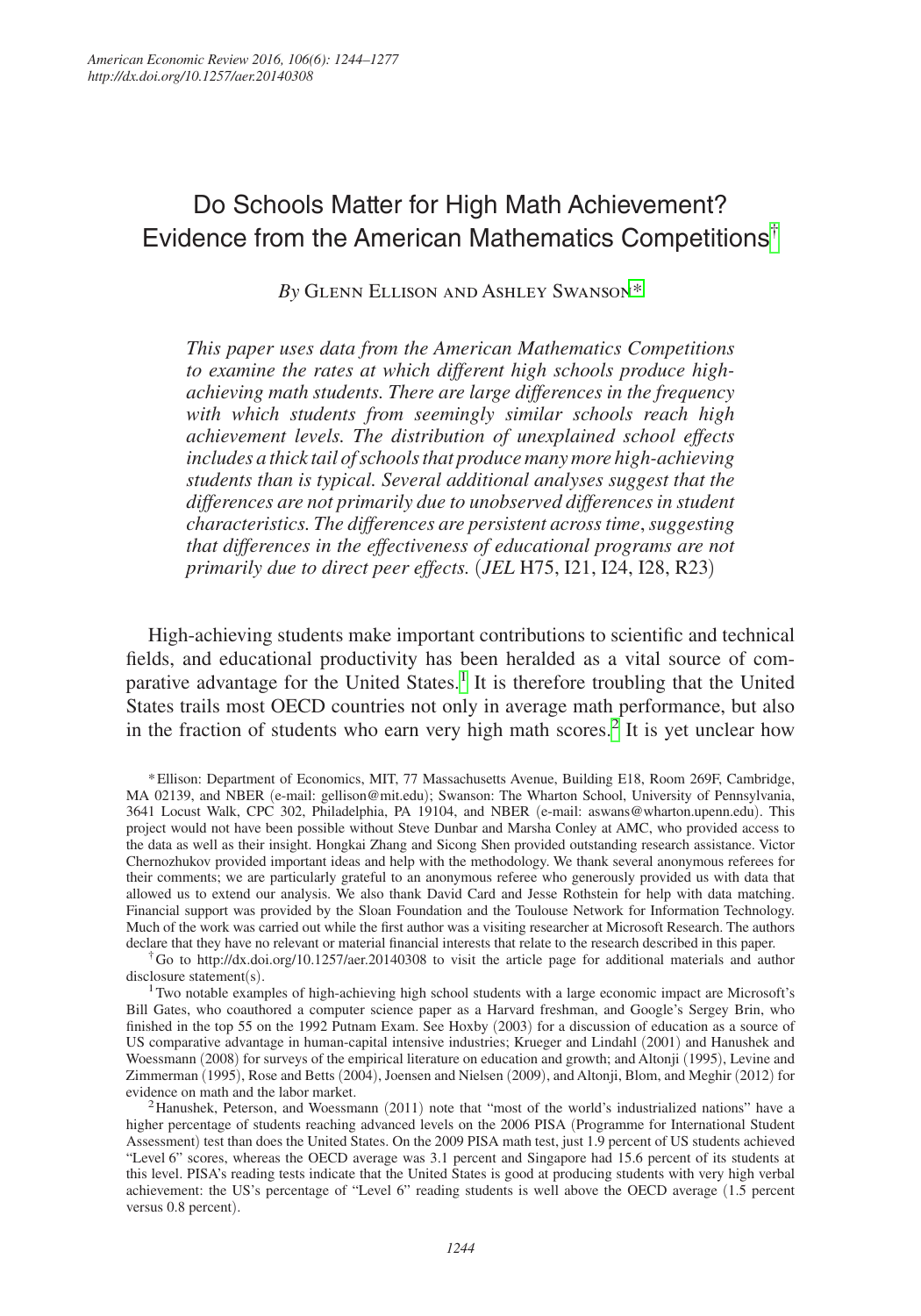# Do Schools Matter for High Math Achievement? Evidence from the American Mathematics Competitions[†]

*By* Glenn Ellison and Ashley Swanson[*]

*This paper uses data from the American Mathematics Competitions to examine the rates at which different high schools produce high-achieving math students. There are large differences in the frequency with which students from seemingly similar schools reach high achievement levels. The distribution of unexplained school effects includes a thick tail of schools that produce many more high-achieving students than is typical. Several additional analyses suggest that the differences are not primarily due to unobserved differences in student characteristics. The differences are persistent across time, suggesting that differences in the effectiveness of educational programs are not primarily due to direct peer effects.* (*JEL* H75, I21, I24, I28, R23)

High-achieving students make important contributions to scientific and technical fields, and educational productivity has been heralded as a vital source of comparative advantage for the United States.[1] It is therefore troubling that the United States trails most OECD countries not only in average math performance, but also in the fraction of students who earn very high math scores.[2] It is yet unclear how

[*] Ellison: Department of Economics, MIT, 77 Massachusetts Avenue, Building E18, Room 269F, Cambridge, MA 02139, and NBER (e-mail: gellison@mit.edu); Swanson: The Wharton School, University of Pennsylvania, 3641 Locust Walk, CPC 302, Philadelphia, PA 19104, and NBER (e-mail: aswans@wharton.upenn.edu). This project would not have been possible without Steve Dunbar and Marsha Conley at AMC, who provided access to the data as well as their insight. Hongkai Zhang and Sicong Shen provided outstanding research assistance. Victor Chernozhukov provided important ideas and help with the methodology. We thank several anonymous referees for their comments; we are particularly grateful to an anonymous referee who generously provided us with data that allowed us to extend our analysis. We also thank David Card and Jesse Rothstein for help with data matching. Financial support was provided by the Sloan Foundation and the Toulouse Network for Information Technology. Much of the work was carried out while the first author was a visiting researcher at Microsoft Research. The authors declare that they have no relevant or material financial interests that relate to the research described in this paper.

[†] Go to http://dx.doi.org/10.1257/aer.20140308 to visit the article page for additional materials and author disclosure statement(s).

[1] Two notable examples of high-achieving high school students with a large economic impact are Microsoft's Bill Gates, who coauthored a computer science paper as a Harvard freshman, and Google's Sergey Brin, who finished in the top 55 on the 1992 Putnam Exam. See Hoxby (2003) for a discussion of education as a source of US comparative advantage in human-capital intensive industries; Krueger and Lindahl (2001) and Hanushek and Woessmann (2008) for surveys of the empirical literature on education and growth; and Altonji (1995), Levine and Zimmerman (1995), Rose and Betts (2004), Joensen and Nielsen (2009), and Altonji, Blom, and Meghir (2012) for evidence on math and the labor market.

[2] Hanushek, Peterson, and Woessmann (2011) note that "most of the world's industrialized nations" have a higher percentage of students reaching advanced levels on the 2006 PISA (Programme for International Student Assessment) test than does the United States. On the 2009 PISA math test, just 1.9 percent of US students achieved "Level 6" scores, whereas the OECD average was 3.1 percent and Singapore had 15.6 percent of its students at this level. PISA's reading tests indicate that the United States is good at producing students with very high verbal achievement: the US's percentage of "Level 6" reading students is well above the OECD average (1.5 percent versus 0.8 percent).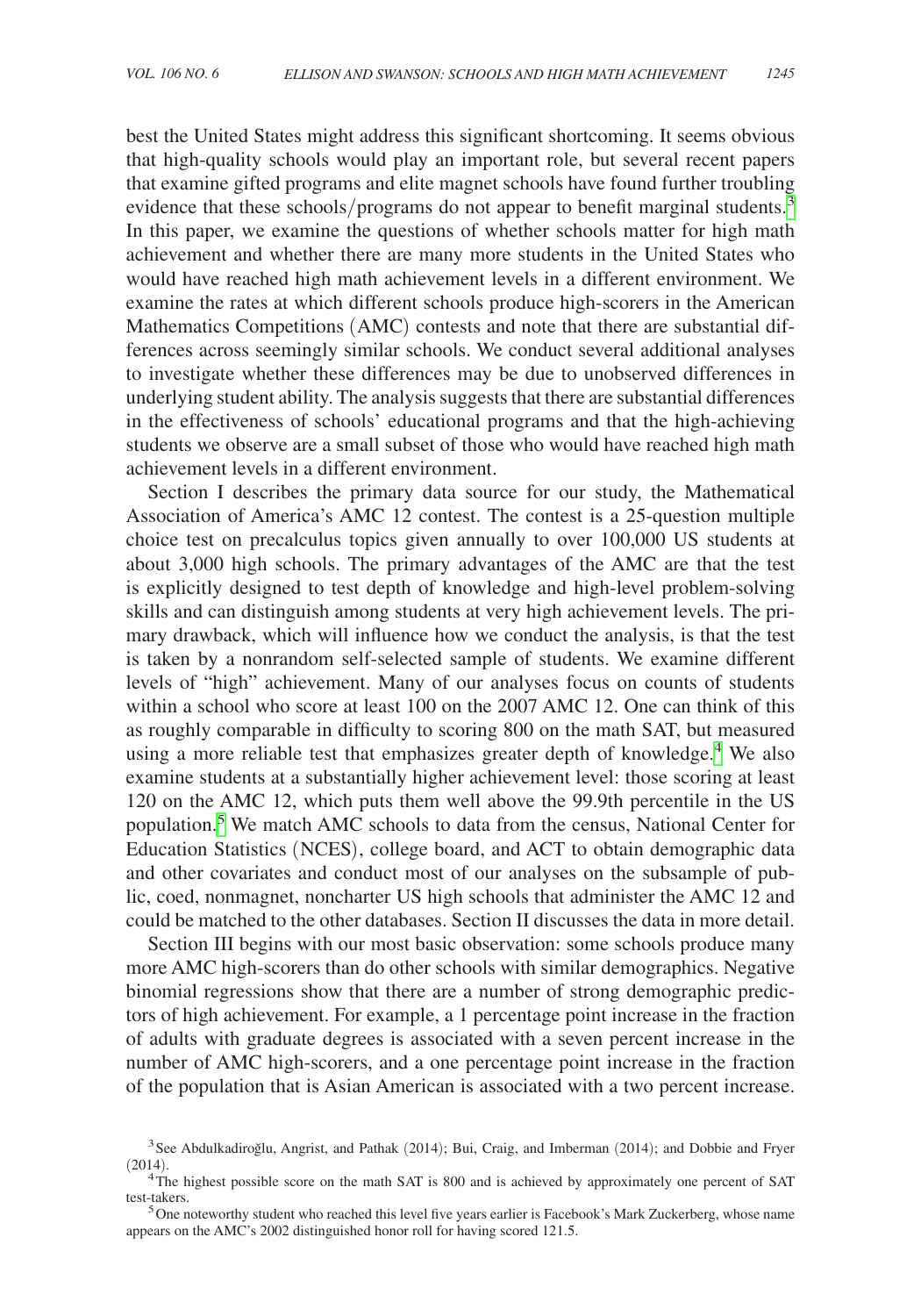best the United States might address this significant shortcoming. It seems obvious that high-quality schools would play an important role, but several recent papers that examine gifted programs and elite magnet schools have found further troubling evidence that these schools/programs do not appear to benefit marginal students.[3] In this paper, we examine the questions of whether schools matter for high math achievement and whether there are many more students in the United States who would have reached high math achievement levels in a different environment. We examine the rates at which different schools produce high-scorers in the American Mathematics Competitions (AMC) contests and note that there are substantial differences across seemingly similar schools. We conduct several additional analyses to investigate whether these differences may be due to unobserved differences in underlying student ability. The analysis suggests that there are substantial differences in the effectiveness of schools' educational programs and that the high-achieving students we observe are a small subset of those who would have reached high math achievement levels in a different environment.

Section I describes the primary data source for our study, the Mathematical Association of America's AMC 12 contest. The contest is a 25-question multiple choice test on precalculus topics given annually to over 100,000 US students at about 3,000 high schools. The primary advantages of the AMC are that the test is explicitly designed to test depth of knowledge and high-level problem-solving skills and can distinguish among students at very high achievement levels. The primary drawback, which will influence how we conduct the analysis, is that the test is taken by a nonrandom self-selected sample of students. We examine different levels of "high" achievement. Many of our analyses focus on counts of students within a school who score at least 100 on the 2007 AMC 12. One can think of this as roughly comparable in difficulty to scoring 800 on the math SAT, but measured using a more reliable test that emphasizes greater depth of knowledge.[4] We also examine students at a substantially higher achievement level: those scoring at least 120 on the AMC 12, which puts them well above the 99.9th percentile in the US population.[5] We match AMC schools to data from the census, National Center for Education Statistics (NCES), college board, and ACT to obtain demographic data and other covariates and conduct most of our analyses on the subsample of public, coed, nonmagnet, noncharter US high schools that administer the AMC 12 and could be matched to the other databases. Section II discusses the data in more detail.

Section III begins with our most basic observation: some schools produce many more AMC high-scorers than do other schools with similar demographics. Negative binomial regressions show that there are a number of strong demographic predictors of high achievement. For example, a 1 percentage point increase in the fraction of adults with graduate degrees is associated with a seven percent increase in the number of AMC high-scorers, and a one percentage point increase in the fraction of the population that is Asian American is associated with a two percent increase.

[3] See Abdulkadiroğlu, Angrist, and Pathak (2014); Bui, Craig, and Imberman (2014); and Dobbie and Fryer (2014).

[4] The highest possible score on the math SAT is 800 and is achieved by approximately one percent of SAT test-takers.

[5] One noteworthy student who reached this level five years earlier is Facebook's Mark Zuckerberg, whose name appears on the AMC's 2002 distinguished honor roll for having scored 121.5.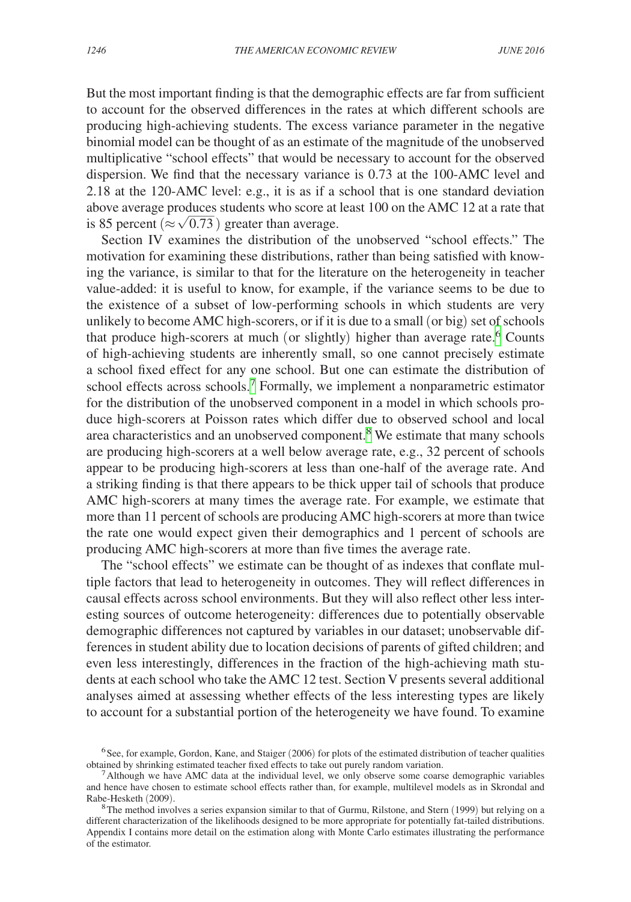But the most important finding is that the demographic effects are far from sufficient to account for the observed differences in the rates at which different schools are producing high-achieving students. The excess variance parameter in the negative binomial model can be thought of as an estimate of the magnitude of the unobserved multiplicative "school effects" that would be necessary to account for the observed dispersion. We find that the necessary variance is 0.73 at the 100-AMC level and 2.18 at the 120-AMC level: e.g., it is as if a school that is one standard deviation above average produces students who score at least 100 on the AMC 12 at a rate that is 85 percent ($\approx \sqrt{0.73}$) greater than average.

Section IV examines the distribution of the unobserved "school effects." The motivation for examining these distributions, rather than being satisfied with knowing the variance, is similar to that for the literature on the heterogeneity in teacher value-added: it is useful to know, for example, if the variance seems to be due to the existence of a subset of low-performing schools in which students are very unlikely to become AMC high-scorers, or if it is due to a small (or big) set of schools that produce high-scorers at much (or slightly) higher than average rate.[6] Counts of high-achieving students are inherently small, so one cannot precisely estimate a school fixed effect for any one school. But one can estimate the distribution of school effects across schools.[7] Formally, we implement a nonparametric estimator for the distribution of the unobserved component in a model in which schools produce high-scorers at Poisson rates which differ due to observed school and local area characteristics and an unobserved component.[8] We estimate that many schools are producing high-scorers at a well below average rate, e.g., 32 percent of schools appear to be producing high-scorers at less than one-half of the average rate. And a striking finding is that there appears to be thick upper tail of schools that produce AMC high-scorers at many times the average rate. For example, we estimate that more than 11 percent of schools are producing AMC high-scorers at more than twice the rate one would expect given their demographics and 1 percent of schools are producing AMC high-scorers at more than five times the average rate.

The "school effects" we estimate can be thought of as indexes that conflate multiple factors that lead to heterogeneity in outcomes. They will reflect differences in causal effects across school environments. But they will also reflect other less interesting sources of outcome heterogeneity: differences due to potentially observable demographic differences not captured by variables in our dataset; unobservable differences in student ability due to location decisions of parents of gifted children; and even less interestingly, differences in the fraction of the high-achieving math students at each school who take the AMC 12 test. Section V presents several additional analyses aimed at assessing whether effects of the less interesting types are likely to account for a substantial portion of the heterogeneity we have found. To examine

[6] See, for example, Gordon, Kane, and Staiger (2006) for plots of the estimated distribution of teacher qualities obtained by shrinking estimated teacher fixed effects to take out purely random variation.

[7] Although we have AMC data at the individual level, we only observe some coarse demographic variables and hence have chosen to estimate school effects rather than, for example, multilevel models as in Skrondal and Rabe-Hesketh (2009).

[8] The method involves a series expansion similar to that of Gurmu, Rilstone, and Stern (1999) but relying on a different characterization of the likelihoods designed to be more appropriate for potentially fat-tailed distributions. Appendix I contains more detail on the estimation along with Monte Carlo estimates illustrating the performance of the estimator.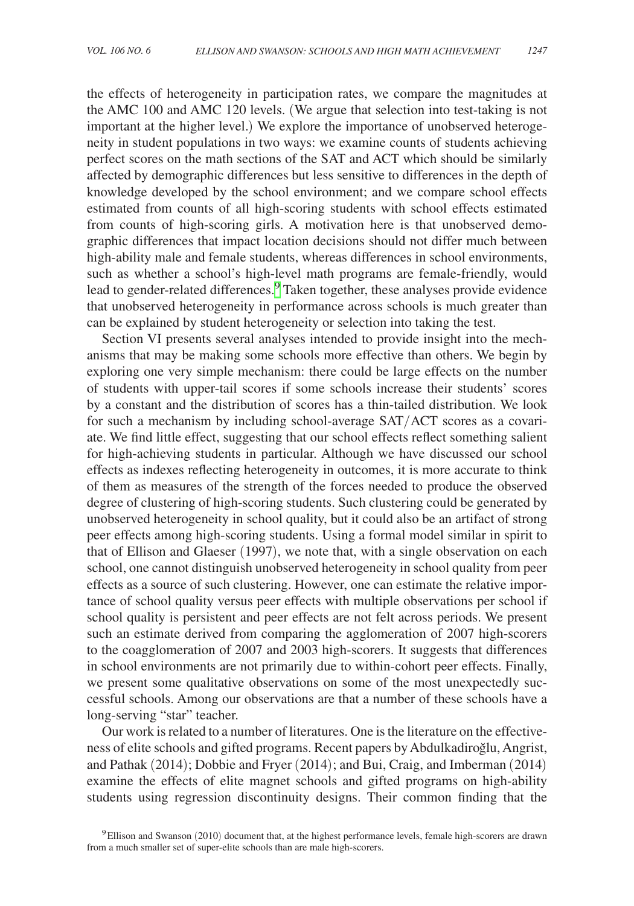the effects of heterogeneity in participation rates, we compare the magnitudes at the AMC 100 and AMC 120 levels. (We argue that selection into test-taking is not important at the higher level.) We explore the importance of unobserved heterogeneity in student populations in two ways: we examine counts of students achieving perfect scores on the math sections of the SAT and ACT which should be similarly affected by demographic differences but less sensitive to differences in the depth of knowledge developed by the school environment; and we compare school effects estimated from counts of all high-scoring students with school effects estimated from counts of high-scoring girls. A motivation here is that unobserved demographic differences that impact location decisions should not differ much between high-ability male and female students, whereas differences in school environments, such as whether a school's high-level math programs are female-friendly, would lead to gender-related differences.[9] Taken together, these analyses provide evidence that unobserved heterogeneity in performance across schools is much greater than can be explained by student heterogeneity or selection into taking the test.

Section VI presents several analyses intended to provide insight into the mechanisms that may be making some schools more effective than others. We begin by exploring one very simple mechanism: there could be large effects on the number of students with upper-tail scores if some schools increase their students' scores by a constant and the distribution of scores has a thin-tailed distribution. We look for such a mechanism by including school-average SAT/ACT scores as a covariate. We find little effect, suggesting that our school effects reflect something salient for high-achieving students in particular. Although we have discussed our school effects as indexes reflecting heterogeneity in outcomes, it is more accurate to think of them as measures of the strength of the forces needed to produce the observed degree of clustering of high-scoring students. Such clustering could be generated by unobserved heterogeneity in school quality, but it could also be an artifact of strong peer effects among high-scoring students. Using a formal model similar in spirit to that of Ellison and Glaeser (1997), we note that, with a single observation on each school, one cannot distinguish unobserved heterogeneity in school quality from peer effects as a source of such clustering. However, one can estimate the relative importance of school quality versus peer effects with multiple observations per school if school quality is persistent and peer effects are not felt across periods. We present such an estimate derived from comparing the agglomeration of 2007 high-scorers to the coagglomeration of 2007 and 2003 high-scorers. It suggests that differences in school environments are not primarily due to within-cohort peer effects. Finally, we present some qualitative observations on some of the most unexpectedly successful schools. Among our observations are that a number of these schools have a long-serving "star" teacher.

Our work is related to a number of literatures. One is the literature on the effectiveness of elite schools and gifted programs. Recent papers by Abdulkadiroğlu, Angrist, and Pathak (2014); Dobbie and Fryer (2014); and Bui, Craig, and Imberman (2014) examine the effects of elite magnet schools and gifted programs on high-ability students using regression discontinuity designs. Their common finding that the

[9] Ellison and Swanson (2010) document that, at the highest performance levels, female high-scorers are drawn from a much smaller set of super-elite schools than are male high-scorers.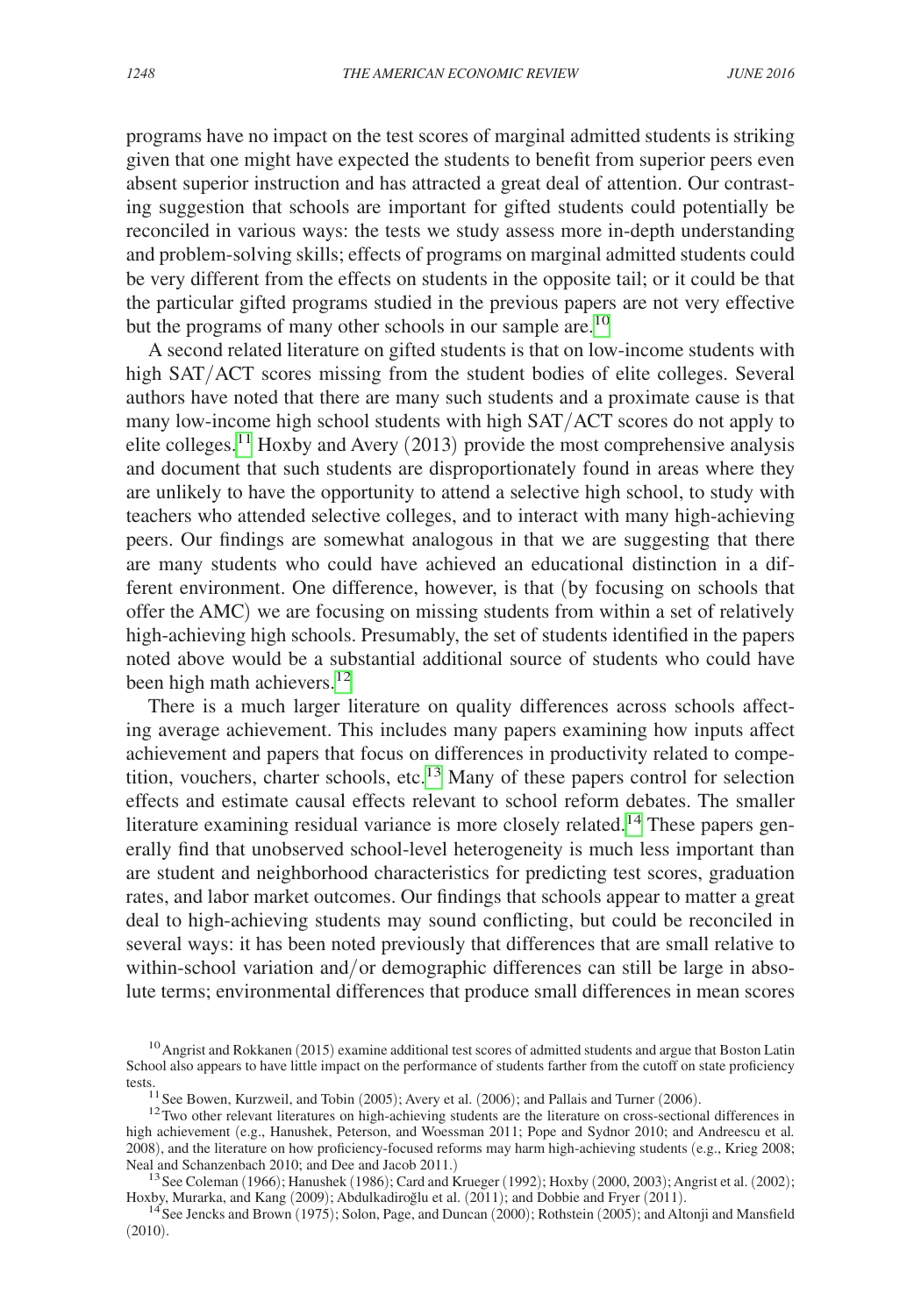programs have no impact on the test scores of marginal admitted students is striking given that one might have expected the students to benefit from superior peers even absent superior instruction and has attracted a great deal of attention. Our contrasting suggestion that schools are important for gifted students could potentially be reconciled in various ways: the tests we study assess more in-depth understanding and problem-solving skills; effects of programs on marginal admitted students could be very different from the effects on students in the opposite tail; or it could be that the particular gifted programs studied in the previous papers are not very effective but the programs of many other schools in our sample are.[10]

A second related literature on gifted students is that on low-income students with high SAT/ACT scores missing from the student bodies of elite colleges. Several authors have noted that there are many such students and a proximate cause is that many low-income high school students with high SAT/ACT scores do not apply to elite colleges.[11] Hoxby and Avery (2013) provide the most comprehensive analysis and document that such students are disproportionately found in areas where they are unlikely to have the opportunity to attend a selective high school, to study with teachers who attended selective colleges, and to interact with many high-achieving peers. Our findings are somewhat analogous in that we are suggesting that there are many students who could have achieved an educational distinction in a different environment. One difference, however, is that (by focusing on schools that offer the AMC) we are focusing on missing students from within a set of relatively high-achieving high schools. Presumably, the set of students identified in the papers noted above would be a substantial additional source of students who could have been high math achievers.[12]

There is a much larger literature on quality differences across schools affecting average achievement. This includes many papers examining how inputs affect achievement and papers that focus on differences in productivity related to competition, vouchers, charter schools, etc.[13] Many of these papers control for selection effects and estimate causal effects relevant to school reform debates. The smaller literature examining residual variance is more closely related.[14] These papers generally find that unobserved school-level heterogeneity is much less important than are student and neighborhood characteristics for predicting test scores, graduation rates, and labor market outcomes. Our findings that schools appear to matter a great deal to high-achieving students may sound conflicting, but could be reconciled in several ways: it has been noted previously that differences that are small relative to within-school variation and/or demographic differences can still be large in absolute terms; environmental differences that produce small differences in mean scores

[10] Angrist and Rokkanen (2015) examine additional test scores of admitted students and argue that Boston Latin School also appears to have little impact on the performance of students farther from the cutoff on state proficiency tests.

[11] See Bowen, Kurzweil, and Tobin (2005); Avery et al. (2006); and Pallais and Turner (2006).

[12] Two other relevant literatures on high-achieving students are the literature on cross-sectional differences in high achievement (e.g., Hanushek, Peterson, and Woessman 2011; Pope and Sydnor 2010; and Andreescu et al. 2008), and the literature on how proficiency-focused reforms may harm high-achieving students (e.g., Krieg 2008; Neal and Schanzenbach 2010; and Dee and Jacob 2011.)

[13] See Coleman (1966); Hanushek (1986); Card and Krueger (1992); Hoxby (2000, 2003); Angrist et al. (2002); Hoxby, Murarka, and Kang (2009); Abdulkadiroğlu et al. (2011); and Dobbie and Fryer (2011).

[14] See Jencks and Brown (1975); Solon, Page, and Duncan (2000); Rothstein (2005); and Altonji and Mansfield (2010).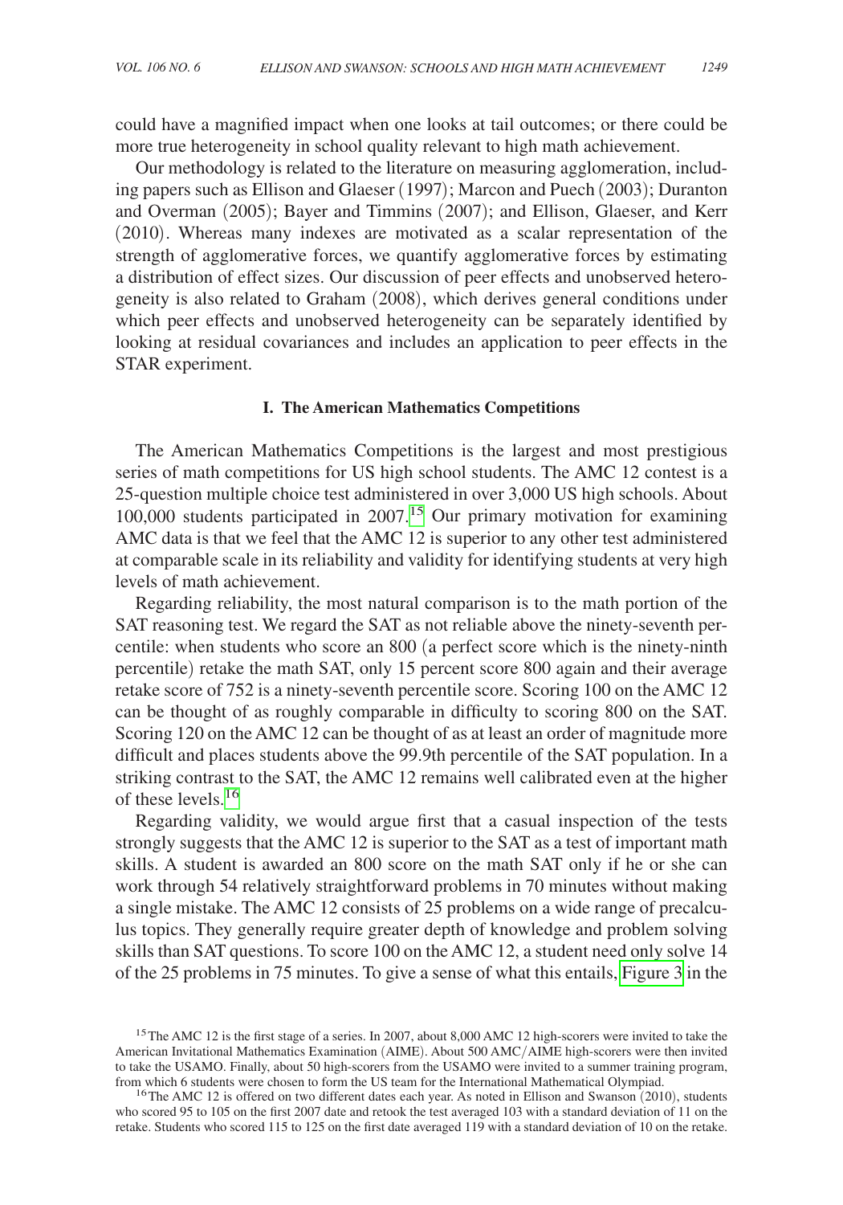could have a magnified impact when one looks at tail outcomes; or there could be more true heterogeneity in school quality relevant to high math achievement.

Our methodology is related to the literature on measuring agglomeration, including papers such as Ellison and Glaeser (1997); Marcon and Puech (2003); Duranton and Overman (2005); Bayer and Timmins (2007); and Ellison, Glaeser, and Kerr (2010). Whereas many indexes are motivated as a scalar representation of the strength of agglomerative forces, we quantify agglomerative forces by estimating a distribution of effect sizes. Our discussion of peer effects and unobserved heterogeneity is also related to Graham (2008), which derives general conditions under which peer effects and unobserved heterogeneity can be separately identified by looking at residual covariances and includes an application to peer effects in the STAR experiment.

## I. The American Mathematics Competitions

The American Mathematics Competitions is the largest and most prestigious series of math competitions for US high school students. The AMC 12 contest is a 25-question multiple choice test administered in over 3,000 US high schools. About 100,000 students participated in 2007.[15] Our primary motivation for examining AMC data is that we feel that the AMC 12 is superior to any other test administered at comparable scale in its reliability and validity for identifying students at very high levels of math achievement.

Regarding reliability, the most natural comparison is to the math portion of the SAT reasoning test. We regard the SAT as not reliable above the ninety-seventh percentile: when students who score an 800 (a perfect score which is the ninety-ninth percentile) retake the math SAT, only 15 percent score 800 again and their average retake score of 752 is a ninety-seventh percentile score. Scoring 100 on the AMC 12 can be thought of as roughly comparable in difficulty to scoring 800 on the SAT. Scoring 120 on the AMC 12 can be thought of as at least an order of magnitude more difficult and places students above the 99.9th percentile of the SAT population. In a striking contrast to the SAT, the AMC 12 remains well calibrated even at the higher of these levels.[16]

Regarding validity, we would argue first that a casual inspection of the tests strongly suggests that the AMC 12 is superior to the SAT as a test of important math skills. A student is awarded an 800 score on the math SAT only if he or she can work through 54 relatively straightforward problems in 70 minutes without making a single mistake. The AMC 12 consists of 25 problems on a wide range of precalculus topics. They generally require greater depth of knowledge and problem solving skills than SAT questions. To score 100 on the AMC 12, a student need only solve 14 of the 25 problems in 75 minutes. To give a sense of what this entails, Figure 3 in the

[15] The AMC 12 is the first stage of a series. In 2007, about 8,000 AMC 12 high-scorers were invited to take the American Invitational Mathematics Examination (AIME). About 500 AMC/AIME high-scorers were then invited to take the USAMO. Finally, about 50 high-scorers from the USAMO were invited to a summer training program, from which 6 students were chosen to form the US team for the International Mathematical Olympiad.

[16] The AMC 12 is offered on two different dates each year. As noted in Ellison and Swanson (2010), students who scored 95 to 105 on the first 2007 date and retook the test averaged 103 with a standard deviation of 11 on the retake. Students who scored 115 to 125 on the first date averaged 119 with a standard deviation of 10 on the retake.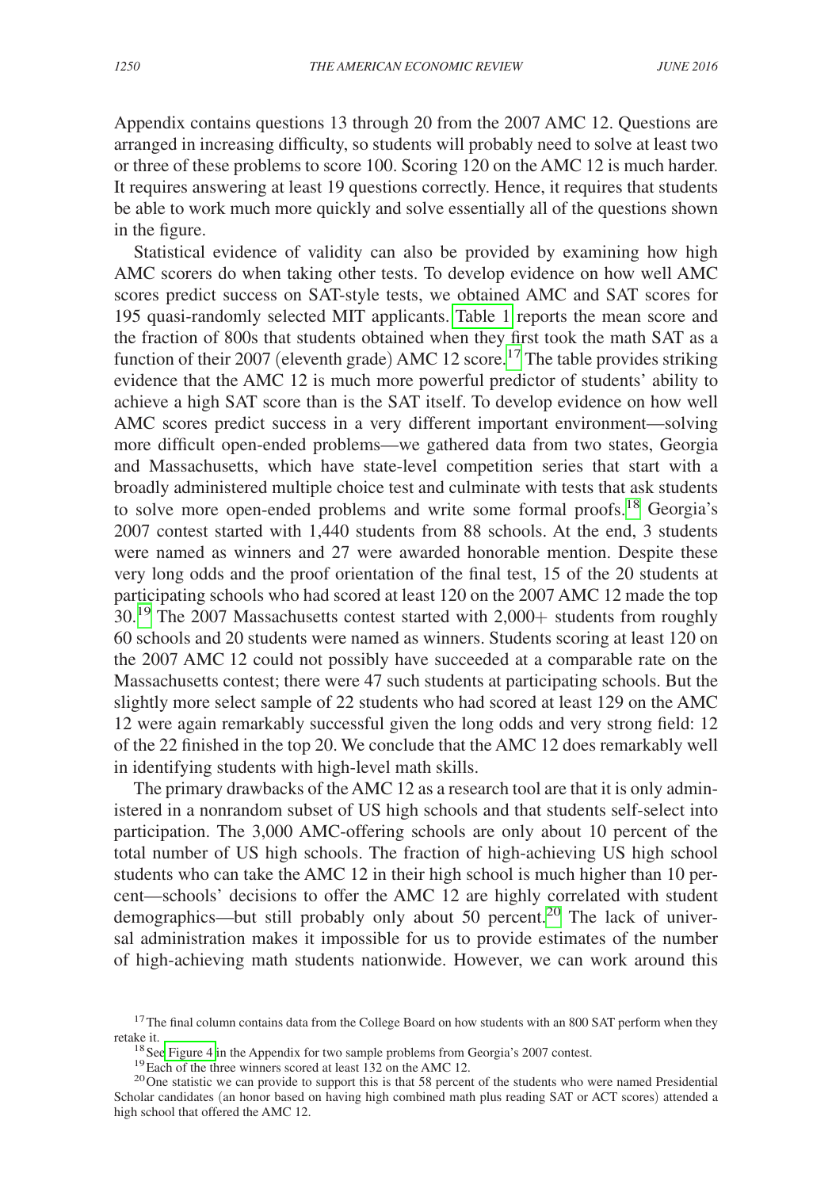Appendix contains questions 13 through 20 from the 2007 AMC 12. Questions are arranged in increasing difficulty, so students will probably need to solve at least two or three of these problems to score 100. Scoring 120 on the AMC 12 is much harder. It requires answering at least 19 questions correctly. Hence, it requires that students be able to work much more quickly and solve essentially all of the questions shown in the figure.

Statistical evidence of validity can also be provided by examining how high AMC scorers do when taking other tests. To develop evidence on how well AMC scores predict success on SAT-style tests, we obtained AMC and SAT scores for 195 quasi-randomly selected MIT applicants. Table 1 reports the mean score and the fraction of 800s that students obtained when they first took the math SAT as a function of their 2007 (eleventh grade) AMC 12 score.[17] The table provides striking evidence that the AMC 12 is much more powerful predictor of students' ability to achieve a high SAT score than is the SAT itself. To develop evidence on how well AMC scores predict success in a very different important environment—solving more difficult open-ended problems—we gathered data from two states, Georgia and Massachusetts, which have state-level competition series that start with a broadly administered multiple choice test and culminate with tests that ask students to solve more open-ended problems and write some formal proofs.[18] Georgia's 2007 contest started with 1,440 students from 88 schools. At the end, 3 students were named as winners and 27 were awarded honorable mention. Despite these very long odds and the proof orientation of the final test, 15 of the 20 students at participating schools who had scored at least 120 on the 2007 AMC 12 made the top 30.[19] The 2007 Massachusetts contest started with 2,000+ students from roughly 60 schools and 20 students were named as winners. Students scoring at least 120 on the 2007 AMC 12 could not possibly have succeeded at a comparable rate on the Massachusetts contest; there were 47 such students at participating schools. But the slightly more select sample of 22 students who had scored at least 129 on the AMC 12 were again remarkably successful given the long odds and very strong field: 12 of the 22 finished in the top 20. We conclude that the AMC 12 does remarkably well in identifying students with high-level math skills.

The primary drawbacks of the AMC 12 as a research tool are that it is only administered in a nonrandom subset of US high schools and that students self-select into participation. The 3,000 AMC-offering schools are only about 10 percent of the total number of US high schools. The fraction of high-achieving US high school students who can take the AMC 12 in their high school is much higher than 10 percent—schools' decisions to offer the AMC 12 are highly correlated with student demographics—but still probably only about 50 percent.[20] The lack of universal administration makes it impossible for us to provide estimates of the number of high-achieving math students nationwide. However, we can work around this

[17] The final column contains data from the College Board on how students with an 800 SAT perform when they retake it.

[18] See Figure 4 in the Appendix for two sample problems from Georgia's 2007 contest.

[19] Each of the three winners scored at least 132 on the AMC 12.

[20] One statistic we can provide to support this is that 58 percent of the students who were named Presidential Scholar candidates (an honor based on having high combined math plus reading SAT or ACT scores) attended a high school that offered the AMC 12.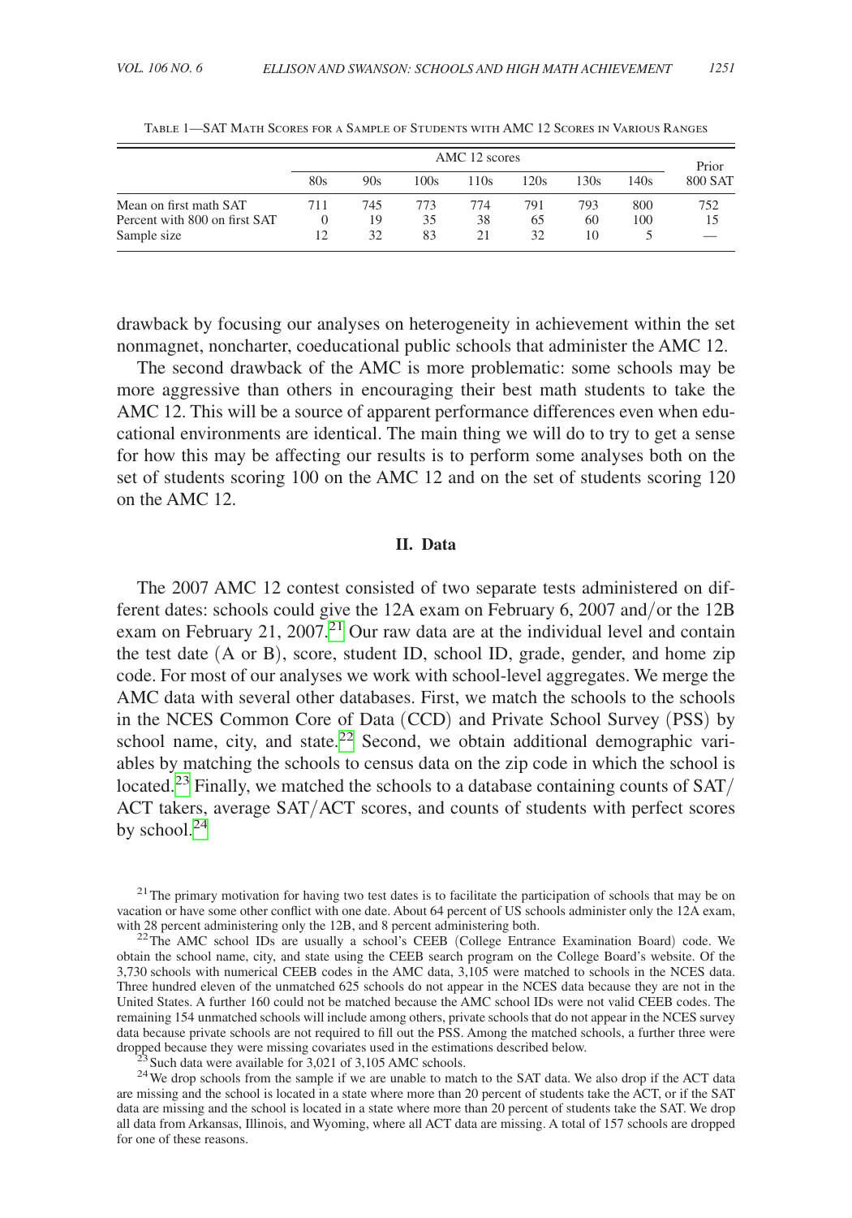Table 1—SAT Math Scores for a Sample of Students with AMC 12 Scores in Various Ranges

| | AMC 12 scores | | | | | | | Prior |
|---|---|---|---|---|---|---|---|---|
| | 80s | 90s | 100s | 110s | 120s | 130s | 140s | 800 SAT |
| Mean on first math SAT | 711 | 745 | 773 | 774 | 791 | 793 | 800 | 752 |
| Percent with 800 on first SAT | 0 | 19 | 35 | 38 | 65 | 60 | 100 | 15 |
| Sample size | 12 | 32 | 83 | 21 | 32 | 10 | 5 | — |

drawback by focusing our analyses on heterogeneity in achievement within the set nonmagnet, noncharter, coeducational public schools that administer the AMC 12.

The second drawback of the AMC is more problematic: some schools may be more aggressive than others in encouraging their best math students to take the AMC 12. This will be a source of apparent performance differences even when educational environments are identical. The main thing we will do to try to get a sense for how this may be affecting our results is to perform some analyses both on the set of students scoring 100 on the AMC 12 and on the set of students scoring 120 on the AMC 12.

## II. Data

The 2007 AMC 12 contest consisted of two separate tests administered on different dates: schools could give the 12A exam on February 6, 2007 and/or the 12B exam on February 21, 2007.[21] Our raw data are at the individual level and contain the test date (A or B), score, student ID, school ID, grade, gender, and home zip code. For most of our analyses we work with school-level aggregates. We merge the AMC data with several other databases. First, we match the schools to the schools in the NCES Common Core of Data (CCD) and Private School Survey (PSS) by school name, city, and state.[22] Second, we obtain additional demographic variables by matching the schools to census data on the zip code in which the school is located.[23] Finally, we matched the schools to a database containing counts of SAT/ACT takers, average SAT/ACT scores, and counts of students with perfect scores by school.[24]

[21] The primary motivation for having two test dates is to facilitate the participation of schools that may be on vacation or have some other conflict with one date. About 64 percent of US schools administer only the 12A exam, with 28 percent administering only the 12B, and 8 percent administering both.

[22] The AMC school IDs are usually a school's CEEB (College Entrance Examination Board) code. We obtain the school name, city, and state using the CEEB search program on the College Board's website. Of the 3,730 schools with numerical CEEB codes in the AMC data, 3,105 were matched to schools in the NCES data. Three hundred eleven of the unmatched 625 schools do not appear in the NCES data because they are not in the United States. A further 160 could not be matched because the AMC school IDs were not valid CEEB codes. The remaining 154 unmatched schools will include among others, private schools that do not appear in the NCES survey data because private schools are not required to fill out the PSS. Among the matched schools, a further three were dropped because they were missing covariates used in the estimations described below.

[23] Such data were available for 3,021 of 3,105 AMC schools.

[24] We drop schools from the sample if we are unable to match to the SAT data. We also drop if the ACT data are missing and the school is located in a state where more than 20 percent of students take the ACT, or if the SAT data are missing and the school is located in a state where more than 20 percent of students take the SAT. We drop all data from Arkansas, Illinois, and Wyoming, where all ACT data are missing. A total of 157 schools are dropped for one of these reasons.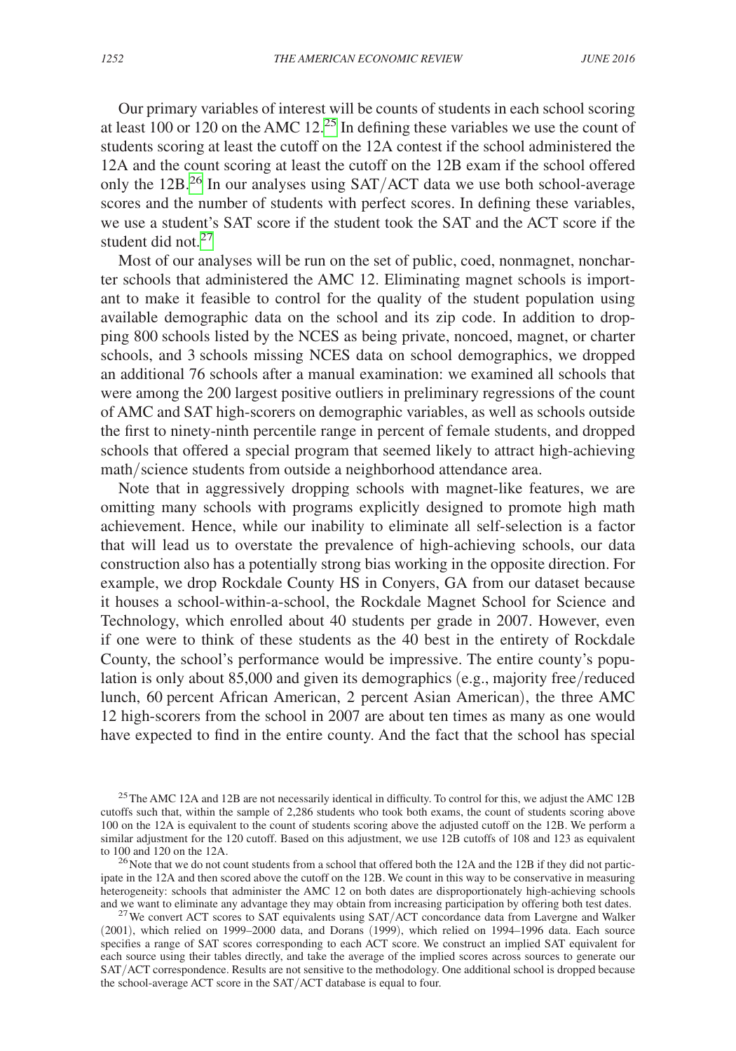Our primary variables of interest will be counts of students in each school scoring at least 100 or 120 on the AMC 12.[25] In defining these variables we use the count of students scoring at least the cutoff on the 12A contest if the school administered the 12A and the count scoring at least the cutoff on the 12B exam if the school offered only the 12B.[26] In our analyses using SAT/ACT data we use both school-average scores and the number of students with perfect scores. In defining these variables, we use a student's SAT score if the student took the SAT and the ACT score if the student did not.[27]

Most of our analyses will be run on the set of public, coed, nonmagnet, noncharter schools that administered the AMC 12. Eliminating magnet schools is important to make it feasible to control for the quality of the student population using available demographic data on the school and its zip code. In addition to dropping 800 schools listed by the NCES as being private, noncoed, magnet, or charter schools, and 3 schools missing NCES data on school demographics, we dropped an additional 76 schools after a manual examination: we examined all schools that were among the 200 largest positive outliers in preliminary regressions of the count of AMC and SAT high-scorers on demographic variables, as well as schools outside the first to ninety-ninth percentile range in percent of female students, and dropped schools that offered a special program that seemed likely to attract high-achieving math/science students from outside a neighborhood attendance area.

Note that in aggressively dropping schools with magnet-like features, we are omitting many schools with programs explicitly designed to promote high math achievement. Hence, while our inability to eliminate all self-selection is a factor that will lead us to overstate the prevalence of high-achieving schools, our data construction also has a potentially strong bias working in the opposite direction. For example, we drop Rockdale County HS in Conyers, GA from our dataset because it houses a school-within-a-school, the Rockdale Magnet School for Science and Technology, which enrolled about 40 students per grade in 2007. However, even if one were to think of these students as the 40 best in the entirety of Rockdale County, the school's performance would be impressive. The entire county's population is only about 85,000 and given its demographics (e.g., majority free/reduced lunch, 60 percent African American, 2 percent Asian American), the three AMC 12 high-scorers from the school in 2007 are about ten times as many as one would have expected to find in the entire county. And the fact that the school has special

---

[25] The AMC 12A and 12B are not necessarily identical in difficulty. To control for this, we adjust the AMC 12B cutoffs such that, within the sample of 2,286 students who took both exams, the count of students scoring above 100 on the 12A is equivalent to the count of students scoring above the adjusted cutoff on the 12B. We perform a similar adjustment for the 120 cutoff. Based on this adjustment, we use 12B cutoffs of 108 and 123 as equivalent to 100 and 120 on the 12A.

[26] Note that we do not count students from a school that offered both the 12A and the 12B if they did not participate in the 12A and then scored above the cutoff on the 12B. We count in this way to be conservative in measuring heterogeneity: schools that administer the AMC 12 on both dates are disproportionately high-achieving schools and we want to eliminate any advantage they may obtain from increasing participation by offering both test dates.

[27] We convert ACT scores to SAT equivalents using SAT/ACT concordance data from Lavergne and Walker (2001), which relied on 1999–2000 data, and Dorans (1999), which relied on 1994–1996 data. Each source specifies a range of SAT scores corresponding to each ACT score. We construct an implied SAT equivalent for each source using their tables directly, and take the average of the implied scores across sources to generate our SAT/ACT correspondence. Results are not sensitive to the methodology. One additional school is dropped because the school-average ACT score in the SAT/ACT database is equal to four.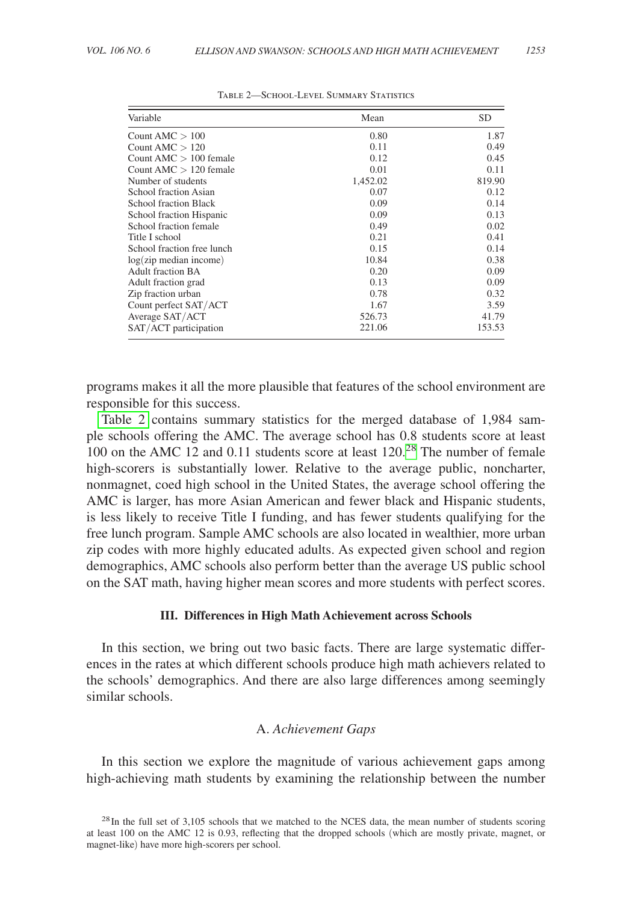Table 2—School-Level Summary Statistics

| Variable | Mean | SD |
|---|---|---|
| Count AMC > 100 | 0.80 | 1.87 |
| Count AMC > 120 | 0.11 | 0.49 |
| Count AMC > 100 female | 0.12 | 0.45 |
| Count AMC > 120 female | 0.01 | 0.11 |
| Number of students | 1,452.02 | 819.90 |
| School fraction Asian | 0.07 | 0.12 |
| School fraction Black | 0.09 | 0.14 |
| School fraction Hispanic | 0.09 | 0.13 |
| School fraction female | 0.49 | 0.02 |
| Title I school | 0.21 | 0.41 |
| School fraction free lunch | 0.15 | 0.14 |
| log(zip median income) | 10.84 | 0.38 |
| Adult fraction BA | 0.20 | 0.09 |
| Adult fraction grad | 0.13 | 0.09 |
| Zip fraction urban | 0.78 | 0.32 |
| Count perfect SAT/ACT | 1.67 | 3.59 |
| Average SAT/ACT | 526.73 | 41.79 |
| SAT/ACT participation | 221.06 | 153.53 |

programs makes it all the more plausible that features of the school environment are responsible for this success.

Table 2 contains summary statistics for the merged database of 1,984 sample schools offering the AMC. The average school has 0.8 students score at least 100 on the AMC 12 and 0.11 students score at least 120.[28] The number of female high-scorers is substantially lower. Relative to the average public, noncharter, nonmagnet, coed high school in the United States, the average school offering the AMC is larger, has more Asian American and fewer black and Hispanic students, is less likely to receive Title I funding, and has fewer students qualifying for the free lunch program. Sample AMC schools are also located in wealthier, more urban zip codes with more highly educated adults. As expected given school and region demographics, AMC schools also perform better than the average US public school on the SAT math, having higher mean scores and more students with perfect scores.

## III. Differences in High Math Achievement across Schools

In this section, we bring out two basic facts. There are large systematic differences in the rates at which different schools produce high math achievers related to the schools' demographics. And there are also large differences among seemingly similar schools.

### A. *Achievement Gaps*

In this section we explore the magnitude of various achievement gaps among high-achieving math students by examining the relationship between the number

[28] In the full set of 3,105 schools that we matched to the NCES data, the mean number of students scoring at least 100 on the AMC 12 is 0.93, reflecting that the dropped schools (which are mostly private, magnet, or magnet-like) have more high-scorers per school.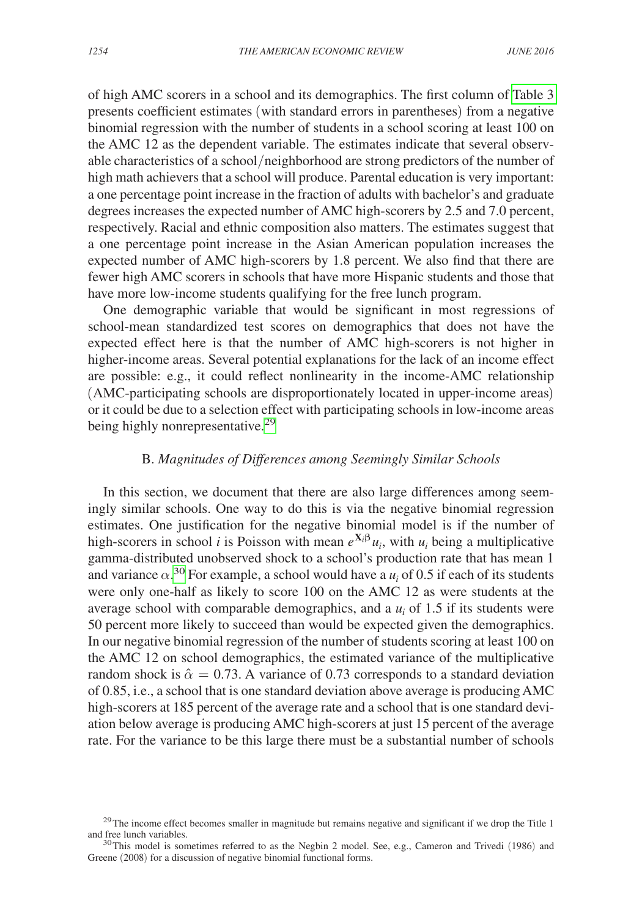of high AMC scorers in a school and its demographics. The first column of Table 3 presents coefficient estimates (with standard errors in parentheses) from a negative binomial regression with the number of students in a school scoring at least 100 on the AMC 12 as the dependent variable. The estimates indicate that several observable characteristics of a school/neighborhood are strong predictors of the number of high math achievers that a school will produce. Parental education is very important: a one percentage point increase in the fraction of adults with bachelor's and graduate degrees increases the expected number of AMC high-scorers by 2.5 and 7.0 percent, respectively. Racial and ethnic composition also matters. The estimates suggest that a one percentage point increase in the Asian American population increases the expected number of AMC high-scorers by 1.8 percent. We also find that there are fewer high AMC scorers in schools that have more Hispanic students and those that have more low-income students qualifying for the free lunch program.

One demographic variable that would be significant in most regressions of school-mean standardized test scores on demographics that does not have the expected effect here is that the number of AMC high-scorers is not higher in higher-income areas. Several potential explanations for the lack of an income effect are possible: e.g., it could reflect nonlinearity in the income-AMC relationship (AMC-participating schools are disproportionately located in upper-income areas) or it could be due to a selection effect with participating schools in low-income areas being highly nonrepresentative.[29]

### B. *Magnitudes of Differences among Seemingly Similar Schools*

In this section, we document that there are also large differences among seemingly similar schools. One way to do this is via the negative binomial regression estimates. One justification for the negative binomial model is if the number of high-scorers in school $i$ is Poisson with mean $e^{\mathbf{X}_i\beta}u_i$, with $u_i$ being a multiplicative gamma-distributed unobserved shock to a school's production rate that has mean 1 and variance $\alpha$.[30] For example, a school would have a $u_i$ of 0.5 if each of its students were only one-half as likely to score 100 on the AMC 12 as were students at the average school with comparable demographics, and a $u_i$ of 1.5 if its students were 50 percent more likely to succeed than would be expected given the demographics. In our negative binomial regression of the number of students scoring at least 100 on the AMC 12 on school demographics, the estimated variance of the multiplicative random shock is $\hat{\alpha} = 0.73$. A variance of 0.73 corresponds to a standard deviation of 0.85, i.e., a school that is one standard deviation above average is producing AMC high-scorers at 185 percent of the average rate and a school that is one standard deviation below average is producing AMC high-scorers at just 15 percent of the average rate. For the variance to be this large there must be a substantial number of schools

[29] The income effect becomes smaller in magnitude but remains negative and significant if we drop the Title 1 and free lunch variables.

[30] This model is sometimes referred to as the Negbin 2 model. See, e.g., Cameron and Trivedi (1986) and Greene (2008) for a discussion of negative binomial functional forms.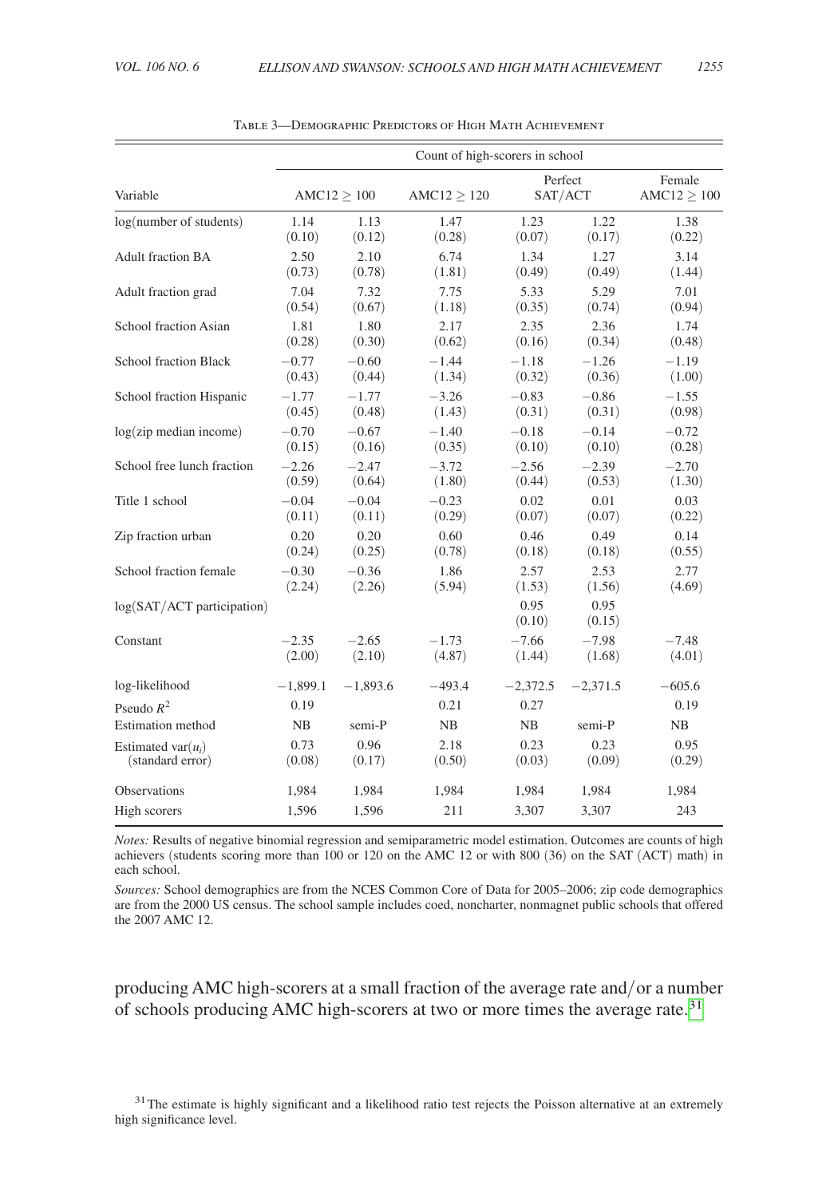Table 3—Demographic Predictors of High Math Achievement

| | Count of high-scorers in school | | | | | |
|---|---|---|---|---|---|---|
| Variable | AMC12 ≥ 100 | | AMC12 ≥ 120 | Perfect SAT/ACT | | Female AMC12 ≥ 100 |
| log(number of students) | 1.14 (0.10) | 1.13 (0.12) | 1.47 (0.28) | 1.23 (0.07) | 1.22 (0.17) | 1.38 (0.22) |
| Adult fraction BA | 2.50 (0.73) | 2.10 (0.78) | 6.74 (1.81) | 1.34 (0.49) | 1.27 (0.49) | 3.14 (1.44) |
| Adult fraction grad | 7.04 (0.54) | 7.32 (0.67) | 7.75 (1.18) | 5.33 (0.35) | 5.29 (0.74) | 7.01 (0.94) |
| School fraction Asian | 1.81 (0.28) | 1.80 (0.30) | 2.17 (0.62) | 2.35 (0.16) | 2.36 (0.34) | 1.74 (0.48) |
| School fraction Black | −0.77 (0.43) | −0.60 (0.44) | −1.44 (1.34) | −1.18 (0.32) | −1.26 (0.36) | −1.19 (1.00) |
| School fraction Hispanic | −1.77 (0.45) | −1.77 (0.48) | −3.26 (1.43) | −0.83 (0.31) | −0.86 (0.31) | −1.55 (0.98) |
| log(zip median income) | −0.70 (0.15) | −0.67 (0.16) | −1.40 (0.35) | −0.18 (0.10) | −0.14 (0.10) | −0.72 (0.28) |
| School free lunch fraction | −2.26 (0.59) | −2.47 (0.64) | −3.72 (1.80) | −2.56 (0.44) | −2.39 (0.53) | −2.70 (1.30) |
| Title 1 school | −0.04 (0.11) | −0.04 (0.11) | −0.23 (0.29) | 0.02 (0.07) | 0.01 (0.07) | 0.03 (0.22) |
| Zip fraction urban | 0.20 (0.24) | 0.20 (0.25) | 0.60 (0.78) | 0.46 (0.18) | 0.49 (0.18) | 0.14 (0.55) |
| School fraction female | −0.30 (2.24) | −0.36 (2.26) | 1.86 (5.94) | 2.57 (1.53) | 2.53 (1.56) | 2.77 (4.69) |
| log(SAT/ACT participation) | | | | 0.95 (0.10) | 0.95 (0.15) | |
| Constant | −2.35 (2.00) | −2.65 (2.10) | −1.73 (4.87) | −7.66 (1.44) | −7.98 (1.68) | −7.48 (4.01) |
| log-likelihood | −1,899.1 | −1,893.6 | −493.4 | −2,372.5 | −2,371.5 | −605.6 |
| Pseudo $R^2$ | 0.19 | | 0.21 | 0.27 | | 0.19 |
| Estimation method | NB | semi-P | NB | NB | semi-P | NB |
| Estimated var($u_i$) (standard error) | 0.73 (0.08) | 0.96 (0.17) | 2.18 (0.50) | 0.23 (0.03) | 0.23 (0.09) | 0.95 (0.29) |
| Observations | 1,984 | 1,984 | 1,984 | 1,984 | 1,984 | 1,984 |
| High scorers | 1,596 | 1,596 | 211 | 3,307 | 3,307 | 243 |

*Notes:* Results of negative binomial regression and semiparametric model estimation. Outcomes are counts of high achievers (students scoring more than 100 or 120 on the AMC 12 or with 800 (36) on the SAT (ACT) math) in each school.

*Sources:* School demographics are from the NCES Common Core of Data for 2005–2006; zip code demographics are from the 2000 US census. The school sample includes coed, noncharter, nonmagnet public schools that offered the 2007 AMC 12.

producing AMC high-scorers at a small fraction of the average rate and/or a number of schools producing AMC high-scorers at two or more times the average rate.[31]

[31] The estimate is highly significant and a likelihood ratio test rejects the Poisson alternative at an extremely high significance level.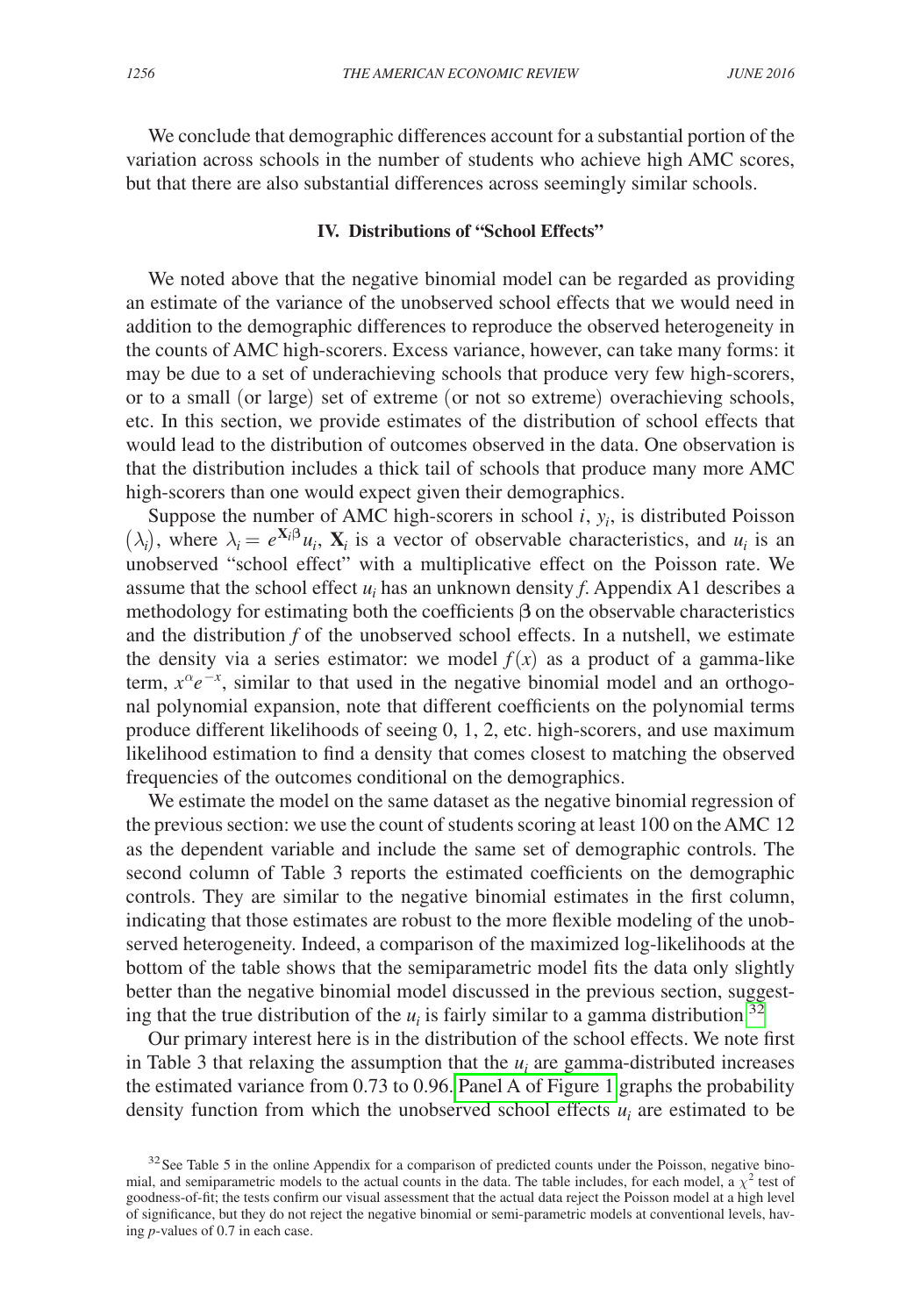We conclude that demographic differences account for a substantial portion of the variation across schools in the number of students who achieve high AMC scores, but that there are also substantial differences across seemingly similar schools.

## IV. Distributions of "School Effects"

We noted above that the negative binomial model can be regarded as providing an estimate of the variance of the unobserved school effects that we would need in addition to the demographic differences to reproduce the observed heterogeneity in the counts of AMC high-scorers. Excess variance, however, can take many forms: it may be due to a set of underachieving schools that produce very few high-scorers, or to a small (or large) set of extreme (or not so extreme) overachieving schools, etc. In this section, we provide estimates of the distribution of school effects that would lead to the distribution of outcomes observed in the data. One observation is that the distribution includes a thick tail of schools that produce many more AMC high-scorers than one would expect given their demographics.

Suppose the number of AMC high-scorers in school $i$, $y_i$, is distributed Poisson $(\lambda_i)$, where $\lambda_i = e^{\mathbf{X}_i\beta} u_i$, $\mathbf{X}_i$ is a vector of observable characteristics, and $u_i$ is an unobserved "school effect" with a multiplicative effect on the Poisson rate. We assume that the school effect $u_i$ has an unknown density $f$. Appendix A1 describes a methodology for estimating both the coefficients $\beta$ on the observable characteristics and the distribution $f$ of the unobserved school effects. In a nutshell, we estimate the density via a series estimator: we model $f(x)$ as a product of a gamma-like term, $x^{\alpha}e^{-x}$, similar to that used in the negative binomial model and an orthogonal polynomial expansion, note that different coefficients on the polynomial terms produce different likelihoods of seeing 0, 1, 2, etc. high-scorers, and use maximum likelihood estimation to find a density that comes closest to matching the observed frequencies of the outcomes conditional on the demographics.

We estimate the model on the same dataset as the negative binomial regression of the previous section: we use the count of students scoring at least 100 on the AMC 12 as the dependent variable and include the same set of demographic controls. The second column of Table 3 reports the estimated coefficients on the demographic controls. They are similar to the negative binomial estimates in the first column, indicating that those estimates are robust to the more flexible modeling of the unobserved heterogeneity. Indeed, a comparison of the maximized log-likelihoods at the bottom of the table shows that the semiparametric model fits the data only slightly better than the negative binomial model discussed in the previous section, suggesting that the true distribution of the $u_i$ is fairly similar to a gamma distribution.[32]

Our primary interest here is in the distribution of the school effects. We note first in Table 3 that relaxing the assumption that the $u_i$ are gamma-distributed increases the estimated variance from 0.73 to 0.96. Panel A of Figure 1 graphs the probability density function from which the unobserved school effects $u_i$ are estimated to be

[32] See Table 5 in the online Appendix for a comparison of predicted counts under the Poisson, negative binomial, and semiparametric models to the actual counts in the data. The table includes, for each model, a $\chi^2$ test of goodness-of-fit; the tests confirm our visual assessment that the actual data reject the Poisson model at a high level of significance, but they do not reject the negative binomial or semi-parametric models at conventional levels, having $p$-values of 0.7 in each case.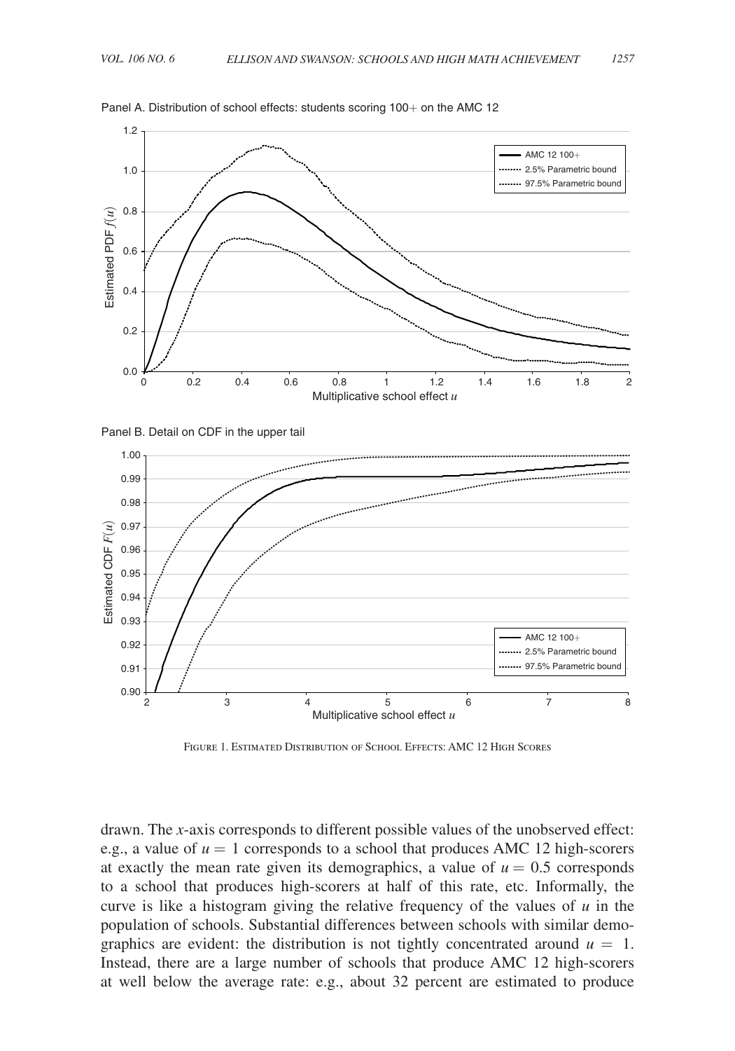Panel A. Distribution of school effects: students scoring 100+ on the AMC 12

Panel B. Detail on CDF in the upper tail

Figure 1. Estimated Distribution of School Effects: AMC 12 High Scores

drawn. The $x$-axis corresponds to different possible values of the unobserved effect: e.g., a value of $u = 1$ corresponds to a school that produces AMC 12 high-scorers at exactly the mean rate given its demographics, a value of $u = 0.5$ corresponds to a school that produces high-scorers at half of this rate, etc. Informally, the curve is like a histogram giving the relative frequency of the values of $u$ in the population of schools. Substantial differences between schools with similar demographics are evident: the distribution is not tightly concentrated around $u = 1$. Instead, there are a large number of schools that produce AMC 12 high-scorers at well below the average rate: e.g., about 32 percent are estimated to produce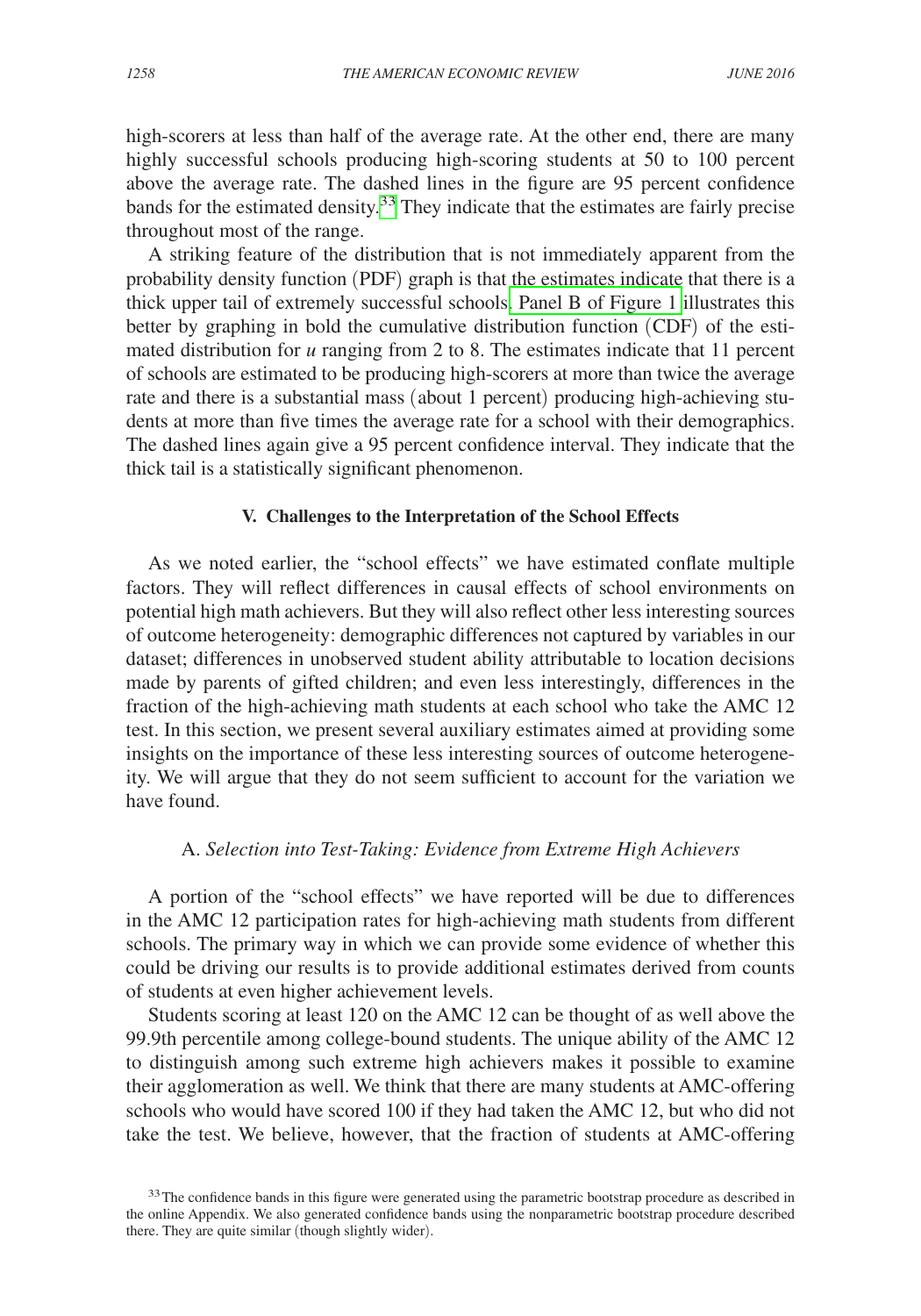high-scorers at less than half of the average rate. At the other end, there are many highly successful schools producing high-scoring students at 50 to 100 percent above the average rate. The dashed lines in the figure are 95 percent confidence bands for the estimated density.[33] They indicate that the estimates are fairly precise throughout most of the range.

A striking feature of the distribution that is not immediately apparent from the probability density function (PDF) graph is that the estimates indicate that there is a thick upper tail of extremely successful schools. Panel B of Figure 1 illustrates this better by graphing in bold the cumulative distribution function (CDF) of the estimated distribution for $u$ ranging from 2 to 8. The estimates indicate that 11 percent of schools are estimated to be producing high-scorers at more than twice the average rate and there is a substantial mass (about 1 percent) producing high-achieving students at more than five times the average rate for a school with their demographics. The dashed lines again give a 95 percent confidence interval. They indicate that the thick tail is a statistically significant phenomenon.

## V. Challenges to the Interpretation of the School Effects

As we noted earlier, the "school effects" we have estimated conflate multiple factors. They will reflect differences in causal effects of school environments on potential high math achievers. But they will also reflect other less interesting sources of outcome heterogeneity: demographic differences not captured by variables in our dataset; differences in unobserved student ability attributable to location decisions made by parents of gifted children; and even less interestingly, differences in the fraction of the high-achieving math students at each school who take the AMC 12 test. In this section, we present several auxiliary estimates aimed at providing some insights on the importance of these less interesting sources of outcome heterogeneity. We will argue that they do not seem sufficient to account for the variation we have found.

### A. *Selection into Test-Taking: Evidence from Extreme High Achievers*

A portion of the "school effects" we have reported will be due to differences in the AMC 12 participation rates for high-achieving math students from different schools. The primary way in which we can provide some evidence of whether this could be driving our results is to provide additional estimates derived from counts of students at even higher achievement levels.

Students scoring at least 120 on the AMC 12 can be thought of as well above the 99.9th percentile among college-bound students. The unique ability of the AMC 12 to distinguish among such extreme high achievers makes it possible to examine their agglomeration as well. We think that there are many students at AMC-offering schools who would have scored 100 if they had taken the AMC 12, but who did not take the test. We believe, however, that the fraction of students at AMC-offering

[33] The confidence bands in this figure were generated using the parametric bootstrap procedure as described in the online Appendix. We also generated confidence bands using the nonparametric bootstrap procedure described there. They are quite similar (though slightly wider).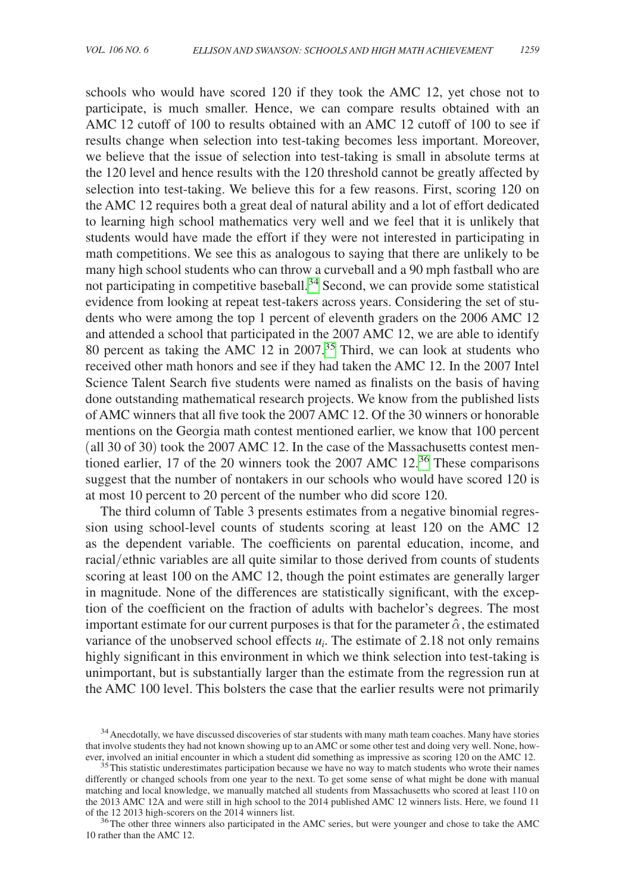schools who would have scored 120 if they took the AMC 12, yet chose not to participate, is much smaller. Hence, we can compare results obtained with an AMC 12 cutoff of 100 to results obtained with an AMC 12 cutoff of 100 to see if results change when selection into test-taking becomes less important. Moreover, we believe that the issue of selection into test-taking is small in absolute terms at the 120 level and hence results with the 120 threshold cannot be greatly affected by selection into test-taking. We believe this for a few reasons. First, scoring 120 on the AMC 12 requires both a great deal of natural ability and a lot of effort dedicated to learning high school mathematics very well and we feel that it is unlikely that students would have made the effort if they were not interested in participating in math competitions. We see this as analogous to saying that there are unlikely to be many high school students who can throw a curveball and a 90 mph fastball who are not participating in competitive baseball.[34] Second, we can provide some statistical evidence from looking at repeat test-takers across years. Considering the set of students who were among the top 1 percent of eleventh graders on the 2006 AMC 12 and attended a school that participated in the 2007 AMC 12, we are able to identify 80 percent as taking the AMC 12 in 2007.[35] Third, we can look at students who received other math honors and see if they had taken the AMC 12. In the 2007 Intel Science Talent Search five students were named as finalists on the basis of having done outstanding mathematical research projects. We know from the published lists of AMC winners that all five took the 2007 AMC 12. Of the 30 winners or honorable mentions on the Georgia math contest mentioned earlier, we know that 100 percent (all 30 of 30) took the 2007 AMC 12. In the case of the Massachusetts contest mentioned earlier, 17 of the 20 winners took the 2007 AMC 12.[36] These comparisons suggest that the number of nontakers in our schools who would have scored 120 is at most 10 percent to 20 percent of the number who did score 120.

The third column of Table 3 presents estimates from a negative binomial regression using school-level counts of students scoring at least 120 on the AMC 12 as the dependent variable. The coefficients on parental education, income, and racial/ethnic variables are all quite similar to those derived from counts of students scoring at least 100 on the AMC 12, though the point estimates are generally larger in magnitude. None of the differences are statistically significant, with the exception of the coefficient on the fraction of adults with bachelor's degrees. The most important estimate for our current purposes is that for the parameter $\hat{\alpha}$, the estimated variance of the unobserved school effects $u_i$. The estimate of 2.18 not only remains highly significant in this environment in which we think selection into test-taking is unimportant, but is substantially larger than the estimate from the regression run at the AMC 100 level. This bolsters the case that the earlier results were not primarily

[34] Anecdotally, we have discussed discoveries of star students with many math team coaches. Many have stories that involve students they had not known showing up to an AMC or some other test and doing very well. None, however, involved an initial encounter in which a student did something as impressive as scoring 120 on the AMC 12.

[35] This statistic underestimates participation because we have no way to match students who wrote their names differently or changed schools from one year to the next. To get some sense of what might be done with manual matching and local knowledge, we manually matched all students from Massachusetts who scored at least 110 on the 2013 AMC 12A and were still in high school to the 2014 published AMC 12 winners lists. Here, we found 11 of the 12 2013 high-scorers on the 2014 winners list.

[36] The other three winners also participated in the AMC series, but were younger and chose to take the AMC 10 rather than the AMC 12.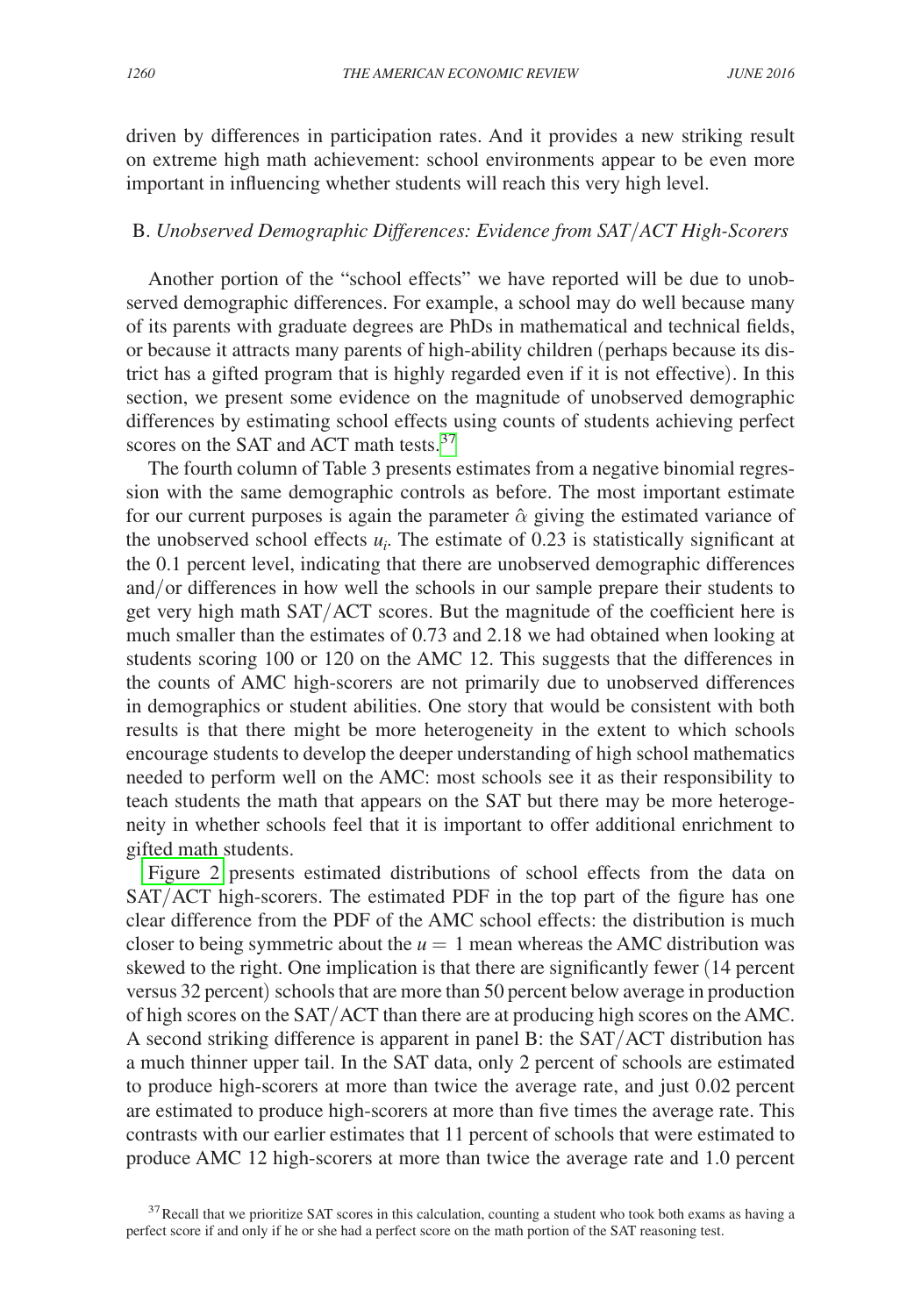driven by differences in participation rates. And it provides a new striking result on extreme high math achievement: school environments appear to be even more important in influencing whether students will reach this very high level.

### B. *Unobserved Demographic Differences: Evidence from SAT/ACT High-Scorers*

Another portion of the "school effects" we have reported will be due to unobserved demographic differences. For example, a school may do well because many of its parents with graduate degrees are PhDs in mathematical and technical fields, or because it attracts many parents of high-ability children (perhaps because its district has a gifted program that is highly regarded even if it is not effective). In this section, we present some evidence on the magnitude of unobserved demographic differences by estimating school effects using counts of students achieving perfect scores on the SAT and ACT math tests.[37]

The fourth column of Table 3 presents estimates from a negative binomial regression with the same demographic controls as before. The most important estimate for our current purposes is again the parameter $\hat{\alpha}$ giving the estimated variance of the unobserved school effects $u_i$. The estimate of 0.23 is statistically significant at the 0.1 percent level, indicating that there are unobserved demographic differences and/or differences in how well the schools in our sample prepare their students to get very high math SAT/ACT scores. But the magnitude of the coefficient here is much smaller than the estimates of 0.73 and 2.18 we had obtained when looking at students scoring 100 or 120 on the AMC 12. This suggests that the differences in the counts of AMC high-scorers are not primarily due to unobserved differences in demographics or student abilities. One story that would be consistent with both results is that there might be more heterogeneity in the extent to which schools encourage students to develop the deeper understanding of high school mathematics needed to perform well on the AMC: most schools see it as their responsibility to teach students the math that appears on the SAT but there may be more heterogeneity in whether schools feel that it is important to offer additional enrichment to gifted math students.

Figure 2 presents estimated distributions of school effects from the data on SAT/ACT high-scorers. The estimated PDF in the top part of the figure has one clear difference from the PDF of the AMC school effects: the distribution is much closer to being symmetric about the $u = 1$ mean whereas the AMC distribution was skewed to the right. One implication is that there are significantly fewer (14 percent versus 32 percent) schools that are more than 50 percent below average in production of high scores on the SAT/ACT than there are at producing high scores on the AMC. A second striking difference is apparent in panel B: the SAT/ACT distribution has a much thinner upper tail. In the SAT data, only 2 percent of schools are estimated to produce high-scorers at more than twice the average rate, and just 0.02 percent are estimated to produce high-scorers at more than five times the average rate. This contrasts with our earlier estimates that 11 percent of schools that were estimated to produce AMC 12 high-scorers at more than twice the average rate and 1.0 percent

[37] Recall that we prioritize SAT scores in this calculation, counting a student who took both exams as having a perfect score if and only if he or she had a perfect score on the math portion of the SAT reasoning test.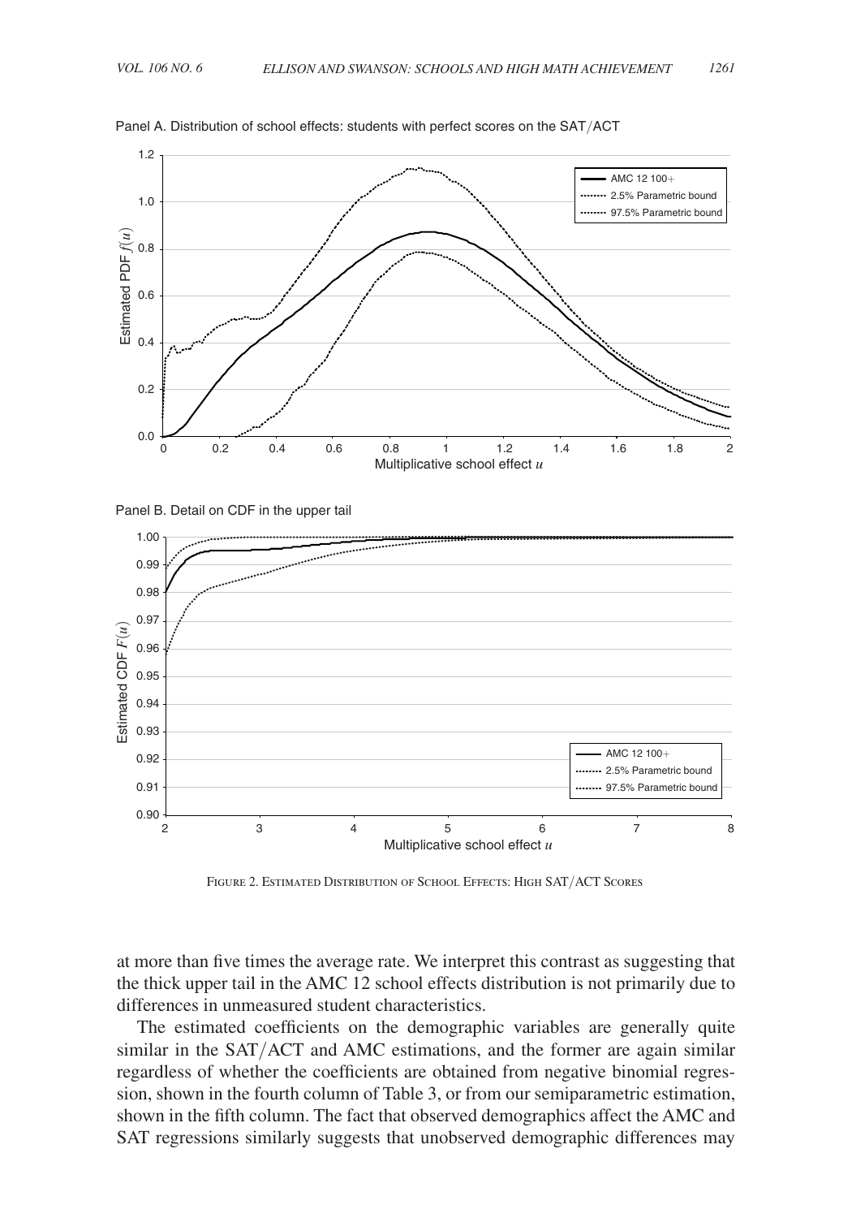Panel A. Distribution of school effects: students with perfect scores on the SAT/ACT

Panel B. Detail on CDF in the upper tail

Figure 2. Estimated Distribution of School Effects: High SAT/ACT Scores

at more than five times the average rate. We interpret this contrast as suggesting that the thick upper tail in the AMC 12 school effects distribution is not primarily due to differences in unmeasured student characteristics.

The estimated coefficients on the demographic variables are generally quite similar in the SAT/ACT and AMC estimations, and the former are again similar regardless of whether the coefficients are obtained from negative binomial regression, shown in the fourth column of Table 3, or from our semiparametric estimation, shown in the fifth column. The fact that observed demographics affect the AMC and SAT regressions similarly suggests that unobserved demographic differences may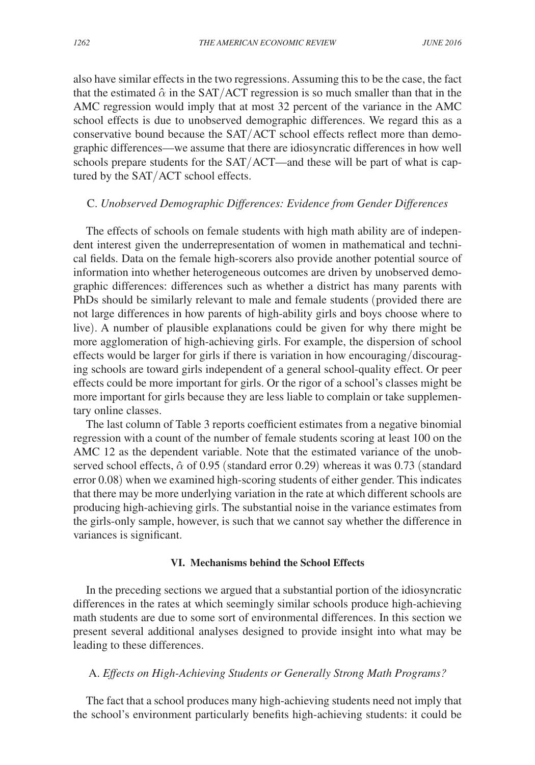also have similar effects in the two regressions. Assuming this to be the case, the fact that the estimated $\hat{\alpha}$ in the SAT/ACT regression is so much smaller than that in the AMC regression would imply that at most 32 percent of the variance in the AMC school effects is due to unobserved demographic differences. We regard this as a conservative bound because the SAT/ACT school effects reflect more than demographic differences—we assume that there are idiosyncratic differences in how well schools prepare students for the SAT/ACT—and these will be part of what is captured by the SAT/ACT school effects.

### C. *Unobserved Demographic Differences: Evidence from Gender Differences*

The effects of schools on female students with high math ability are of independent interest given the underrepresentation of women in mathematical and technical fields. Data on the female high-scorers also provide another potential source of information into whether heterogeneous outcomes are driven by unobserved demographic differences: differences such as whether a district has many parents with PhDs should be similarly relevant to male and female students (provided there are not large differences in how parents of high-ability girls and boys choose where to live). A number of plausible explanations could be given for why there might be more agglomeration of high-achieving girls. For example, the dispersion of school effects would be larger for girls if there is variation in how encouraging/discouraging schools are toward girls independent of a general school-quality effect. Or peer effects could be more important for girls. Or the rigor of a school's classes might be more important for girls because they are less liable to complain or take supplementary online classes.

The last column of Table 3 reports coefficient estimates from a negative binomial regression with a count of the number of female students scoring at least 100 on the AMC 12 as the dependent variable. Note that the estimated variance of the unobserved school effects, $\hat{\alpha}$ of 0.95 (standard error 0.29) whereas it was 0.73 (standard error 0.08) when we examined high-scoring students of either gender. This indicates that there may be more underlying variation in the rate at which different schools are producing high-achieving girls. The substantial noise in the variance estimates from the girls-only sample, however, is such that we cannot say whether the difference in variances is significant.

## VI. Mechanisms behind the School Effects

In the preceding sections we argued that a substantial portion of the idiosyncratic differences in the rates at which seemingly similar schools produce high-achieving math students are due to some sort of environmental differences. In this section we present several additional analyses designed to provide insight into what may be leading to these differences.

### A. *Effects on High-Achieving Students or Generally Strong Math Programs?*

The fact that a school produces many high-achieving students need not imply that the school's environment particularly benefits high-achieving students: it could be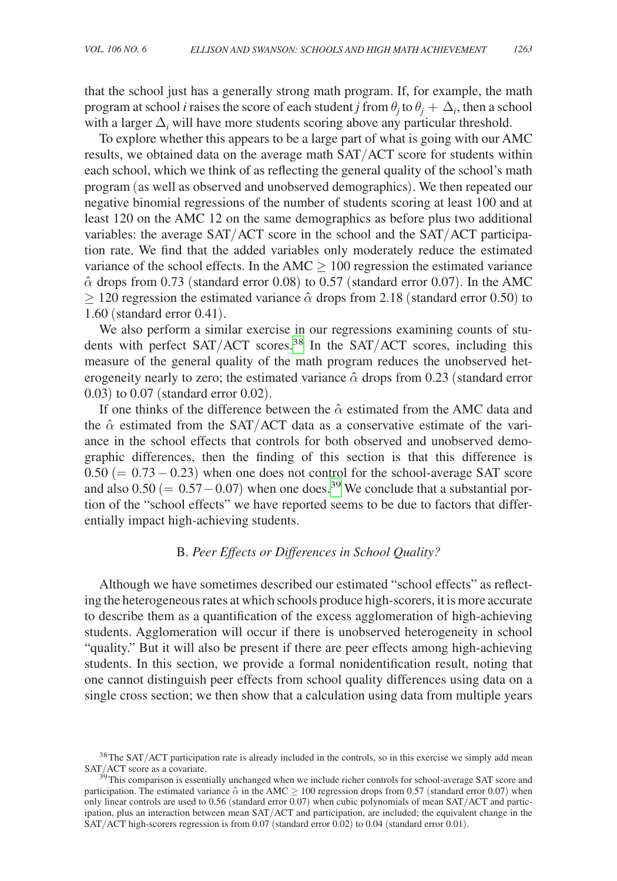that the school just has a generally strong math program. If, for example, the math program at school $i$ raises the score of each student $j$ from $\theta_j$ to $\theta_j + \Delta_i$, then a school with a larger $\Delta_i$ will have more students scoring above any particular threshold.

To explore whether this appears to be a large part of what is going with our AMC results, we obtained data on the average math SAT/ACT score for students within each school, which we think of as reflecting the general quality of the school's math program (as well as observed and unobserved demographics). We then repeated our negative binomial regressions of the number of students scoring at least 100 and at least 120 on the AMC 12 on the same demographics as before plus two additional variables: the average SAT/ACT score in the school and the SAT/ACT participation rate. We find that the added variables only moderately reduce the estimated variance of the school effects. In the AMC $\geq 100$ regression the estimated variance $\hat{\alpha}$ drops from 0.73 (standard error 0.08) to 0.57 (standard error 0.07). In the AMC $\geq 120$ regression the estimated variance $\hat{\alpha}$ drops from 2.18 (standard error 0.50) to 1.60 (standard error 0.41).

We also perform a similar exercise in our regressions examining counts of students with perfect SAT/ACT scores.[38] In the SAT/ACT scores, including this measure of the general quality of the math program reduces the unobserved heterogeneity nearly to zero; the estimated variance $\hat{\alpha}$ drops from 0.23 (standard error 0.03) to 0.07 (standard error 0.02).

If one thinks of the difference between the $\hat{\alpha}$ estimated from the AMC data and the $\hat{\alpha}$ estimated from the SAT/ACT data as a conservative estimate of the variance in the school effects that controls for both observed and unobserved demographic differences, then the finding of this section is that this difference is $0.50$ $(= 0.73 - 0.23)$ when one does not control for the school-average SAT score and also $0.50$ $(= 0.57 - 0.07)$ when one does.[39] We conclude that a substantial portion of the "school effects" we have reported seems to be due to factors that differentially impact high-achieving students.

## B. *Peer Effects or Differences in School Quality?*

Although we have sometimes described our estimated "school effects" as reflecting the heterogeneous rates at which schools produce high-scorers, it is more accurate to describe them as a quantification of the excess agglomeration of high-achieving students. Agglomeration will occur if there is unobserved heterogeneity in school "quality." But it will also be present if there are peer effects among high-achieving students. In this section, we provide a formal nonidentification result, noting that one cannot distinguish peer effects from school quality differences using data on a single cross section; we then show that a calculation using data from multiple years

[38] The SAT/ACT participation rate is already included in the controls, so in this exercise we simply add mean SAT/ACT score as a covariate.

[39] This comparison is essentially unchanged when we include richer controls for school-average SAT score and participation. The estimated variance $\hat{\alpha}$ in the AMC $\geq 100$ regression drops from 0.57 (standard error 0.07) when only linear controls are used to 0.56 (standard error 0.07) when cubic polynomials of mean SAT/ACT and participation, plus an interaction between mean SAT/ACT and participation, are included; the equivalent change in the SAT/ACT high-scorers regression is from 0.07 (standard error 0.02) to 0.04 (standard error 0.01).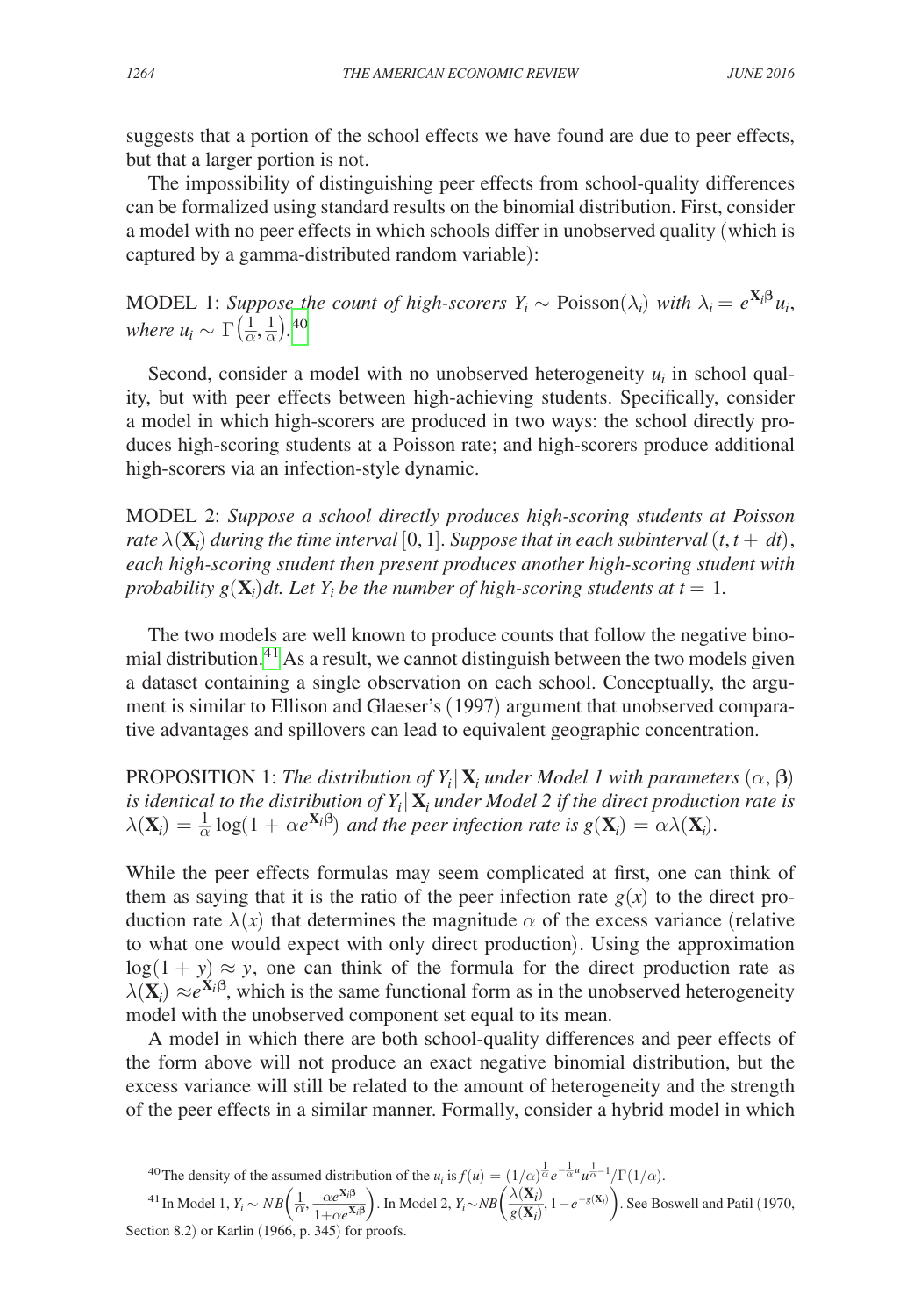suggests that a portion of the school effects we have found are due to peer effects, but that a larger portion is not.

The impossibility of distinguishing peer effects from school-quality differences can be formalized using standard results on the binomial distribution. First, consider a model with no peer effects in which schools differ in unobserved quality (which is captured by a gamma-distributed random variable):

MODEL 1: *Suppose the count of high-scorers* $Y_i \sim \text{Poisson}(\lambda_i)$ *with* $\lambda_i = e^{\mathbf{X}_i \boldsymbol{\beta}} u_i$, *where* $u_i \sim \Gamma\left(\frac{1}{\alpha}, \frac{1}{\alpha}\right)$.[40]

Second, consider a model with no unobserved heterogeneity $u_i$ in school quality, but with peer effects between high-achieving students. Specifically, consider a model in which high-scorers are produced in two ways: the school directly produces high-scoring students at a Poisson rate; and high-scorers produce additional high-scorers via an infection-style dynamic.

MODEL 2: *Suppose a school directly produces high-scoring students at Poisson rate* $\lambda(\mathbf{X}_i)$ *during the time interval* $[0, 1]$. *Suppose that in each subinterval* $(t, t + dt)$, *each high-scoring student then present produces another high-scoring student with probability* $g(\mathbf{X}_i)dt$. *Let* $Y_i$ *be the number of high-scoring students at* $t = 1$.

The two models are well known to produce counts that follow the negative binomial distribution.[41] As a result, we cannot distinguish between the two models given a dataset containing a single observation on each school. Conceptually, the argument is similar to Ellison and Glaeser's (1997) argument that unobserved comparative advantages and spillovers can lead to equivalent geographic concentration.

PROPOSITION 1: *The distribution of* $Y_i | \mathbf{X}_i$ *under Model 1 with parameters* $(\alpha, \boldsymbol{\beta})$ *is identical to the distribution of* $Y_i | \mathbf{X}_i$ *under Model 2 if the direct production rate is* $\lambda(\mathbf{X}_i) = \frac{1}{\alpha} \log(1 + \alpha e^{\mathbf{X}_i \boldsymbol{\beta}})$ *and the peer infection rate is* $g(\mathbf{X}_i) = \alpha \lambda(\mathbf{X}_i)$.

While the peer effects formulas may seem complicated at first, one can think of them as saying that it is the ratio of the peer infection rate $g(x)$ to the direct production rate $\lambda(x)$ that determines the magnitude $\alpha$ of the excess variance (relative to what one would expect with only direct production). Using the approximation $\log(1 + y) \approx y$, one can think of the formula for the direct production rate as $\lambda(\mathbf{X}_i) \approx e^{\mathbf{X}_i \boldsymbol{\beta}}$, which is the same functional form as in the unobserved heterogeneity model with the unobserved component set equal to its mean.

A model in which there are both school-quality differences and peer effects of the form above will not produce an exact negative binomial distribution, but the excess variance will still be related to the amount of heterogeneity and the strength of the peer effects in a similar manner. Formally, consider a hybrid model in which

[40] The density of the assumed distribution of the $u_i$ is $f(u) = (1/\alpha)^{\frac{1}{\alpha}} e^{-\frac{1}{\alpha}u} u^{\frac{1}{\alpha}-1} / \Gamma(1/\alpha)$.

[41] In Model 1, $Y_i \sim NB\left(\frac{1}{\alpha}, \frac{\alpha e^{\mathbf{X}_i \boldsymbol{\beta}}}{1 + \alpha e^{\mathbf{X}_i \boldsymbol{\beta}}}\right)$. In Model 2, $Y_i \sim NB\left(\frac{\lambda(\mathbf{X}_i)}{g(\mathbf{X}_i)}, 1 - e^{-g(\mathbf{X}_i)}\right)$. See Boswell and Patil (1970, Section 8.2) or Karlin (1966, p. 345) for proofs.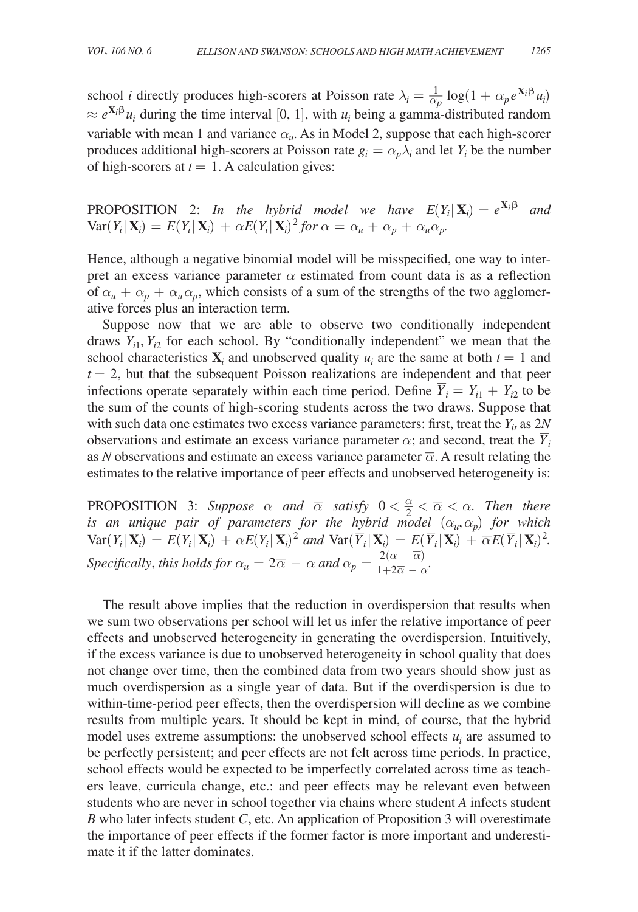school $i$ directly produces high-scorers at Poisson rate $\lambda_i = \frac{1}{\alpha_p} \log(1 + \alpha_p e^{\mathbf{X}_i \boldsymbol{\beta}} u_i) \approx e^{\mathbf{X}_i \boldsymbol{\beta}} u_i$ during the time interval [0, 1], with $u_i$ being a gamma-distributed random variable with mean 1 and variance $\alpha_u$. As in Model 2, suppose that each high-scorer produces additional high-scorers at Poisson rate $g_i = \alpha_p \lambda_i$ and let $Y_i$ be the number of high-scorers at $t = 1$. A calculation gives:

PROPOSITION 2: *In the hybrid model we have* $E(Y_i | \mathbf{X}_i) = e^{\mathbf{X}_i \boldsymbol{\beta}}$ *and* $\text{Var}(Y_i | \mathbf{X}_i) = E(Y_i | \mathbf{X}_i) + \alpha E(Y_i | \mathbf{X}_i)^2$ *for* $\alpha = \alpha_u + \alpha_p + \alpha_u \alpha_p$.

Hence, although a negative binomial model will be misspecified, one way to interpret an excess variance parameter $\alpha$ estimated from count data is as a reflection of $\alpha_u + \alpha_p + \alpha_u \alpha_p$, which consists of a sum of the strengths of the two agglomerative forces plus an interaction term.

Suppose now that we are able to observe two conditionally independent draws $Y_{i1}, Y_{i2}$ for each school. By "conditionally independent" we mean that the school characteristics $\mathbf{X}_i$ and unobserved quality $u_i$ are the same at both $t = 1$ and $t = 2$, but that the subsequent Poisson realizations are independent and that peer infections operate separately within each time period. Define $\overline{Y}_i = Y_{i1} + Y_{i2}$ to be the sum of the counts of high-scoring students across the two draws. Suppose that with such data one estimates two excess variance parameters: first, treat the $Y_{it}$ as $2N$ observations and estimate an excess variance parameter $\alpha$; and second, treat the $\overline{Y}_i$ as $N$ observations and estimate an excess variance parameter $\overline{\alpha}$. A result relating the estimates to the relative importance of peer effects and unobserved heterogeneity is:

PROPOSITION 3: *Suppose* $\alpha$ *and* $\overline{\alpha}$ *satisfy* $0 < \frac{\alpha}{2} < \overline{\alpha} < \alpha$. *Then there is an unique pair of parameters for the hybrid model* $(\alpha_u, \alpha_p)$ *for which* $\text{Var}(Y_i | \mathbf{X}_i) = E(Y_i | \mathbf{X}_i) + \alpha E(Y_i | \mathbf{X}_i)^2$ *and* $\text{Var}(\overline{Y}_i | \mathbf{X}_i) = E(\overline{Y}_i | \mathbf{X}_i) + \overline{\alpha} E(\overline{Y}_i | \mathbf{X}_i)^2$. *Specifically, this holds for* $\alpha_u = 2\overline{\alpha} - \alpha$ *and* $\alpha_p = \frac{2(\alpha - \overline{\alpha})}{1 + 2\overline{\alpha} - \alpha}$.

The result above implies that the reduction in overdispersion that results when we sum two observations per school will let us infer the relative importance of peer effects and unobserved heterogeneity in generating the overdispersion. Intuitively, if the excess variance is due to unobserved heterogeneity in school quality that does not change over time, then the combined data from two years should show just as much overdispersion as a single year of data. But if the overdispersion is due to within-time-period peer effects, then the overdispersion will decline as we combine results from multiple years. It should be kept in mind, of course, that the hybrid model uses extreme assumptions: the unobserved school effects $u_i$ are assumed to be perfectly persistent; and peer effects are not felt across time periods. In practice, school effects would be expected to be imperfectly correlated across time as teachers leave, curricula change, etc.: and peer effects may be relevant even between students who are never in school together via chains where student *A* infects student *B* who later infects student *C*, etc. An application of Proposition 3 will overestimate the importance of peer effects if the former factor is more important and underestimate it if the latter dominates.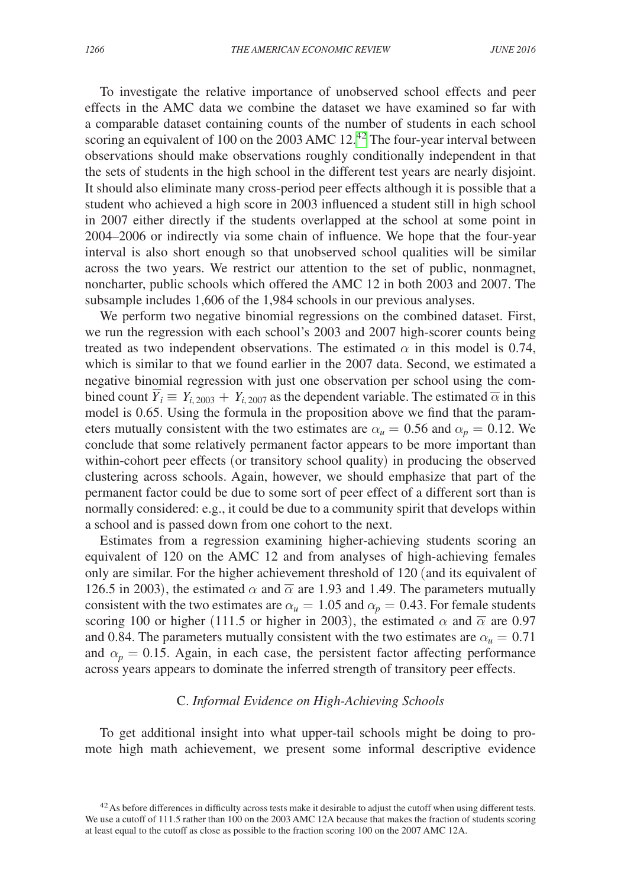To investigate the relative importance of unobserved school effects and peer effects in the AMC data we combine the dataset we have examined so far with a comparable dataset containing counts of the number of students in each school scoring an equivalent of 100 on the 2003 AMC 12.[42] The four-year interval between observations should make observations roughly conditionally independent in that the sets of students in the high school in the different test years are nearly disjoint. It should also eliminate many cross-period peer effects although it is possible that a student who achieved a high score in 2003 influenced a student still in high school in 2007 either directly if the students overlapped at the school at some point in 2004–2006 or indirectly via some chain of influence. We hope that the four-year interval is also short enough so that unobserved school qualities will be similar across the two years. We restrict our attention to the set of public, nonmagnet, noncharter, public schools which offered the AMC 12 in both 2003 and 2007. The subsample includes 1,606 of the 1,984 schools in our previous analyses.

We perform two negative binomial regressions on the combined dataset. First, we run the regression with each school's 2003 and 2007 high-scorer counts being treated as two independent observations. The estimated $\alpha$ in this model is 0.74, which is similar to that we found earlier in the 2007 data. Second, we estimated a negative binomial regression with just one observation per school using the combined count $\overline{Y}_i \equiv Y_{i,2003} + Y_{i,2007}$ as the dependent variable. The estimated $\overline{\alpha}$ in this model is 0.65. Using the formula in the proposition above we find that the parameters mutually consistent with the two estimates are $\alpha_u = 0.56$ and $\alpha_p = 0.12$. We conclude that some relatively permanent factor appears to be more important than within-cohort peer effects (or transitory school quality) in producing the observed clustering across schools. Again, however, we should emphasize that part of the permanent factor could be due to some sort of peer effect of a different sort than is normally considered: e.g., it could be due to a community spirit that develops within a school and is passed down from one cohort to the next.

Estimates from a regression examining higher-achieving students scoring an equivalent of 120 on the AMC 12 and from analyses of high-achieving females only are similar. For the higher achievement threshold of 120 (and its equivalent of 126.5 in 2003), the estimated $\alpha$ and $\overline{\alpha}$ are 1.93 and 1.49. The parameters mutually consistent with the two estimates are $\alpha_u = 1.05$ and $\alpha_p = 0.43$. For female students scoring 100 or higher (111.5 or higher in 2003), the estimated $\alpha$ and $\overline{\alpha}$ are 0.97 and 0.84. The parameters mutually consistent with the two estimates are $\alpha_u = 0.71$ and $\alpha_p = 0.15$. Again, in each case, the persistent factor affecting performance across years appears to dominate the inferred strength of transitory peer effects.

### C. *Informal Evidence on High-Achieving Schools*

To get additional insight into what upper-tail schools might be doing to promote high math achievement, we present some informal descriptive evidence

[42] As before differences in difficulty across tests make it desirable to adjust the cutoff when using different tests. We use a cutoff of 111.5 rather than 100 on the 2003 AMC 12A because that makes the fraction of students scoring at least equal to the cutoff as close as possible to the fraction scoring 100 on the 2007 AMC 12A.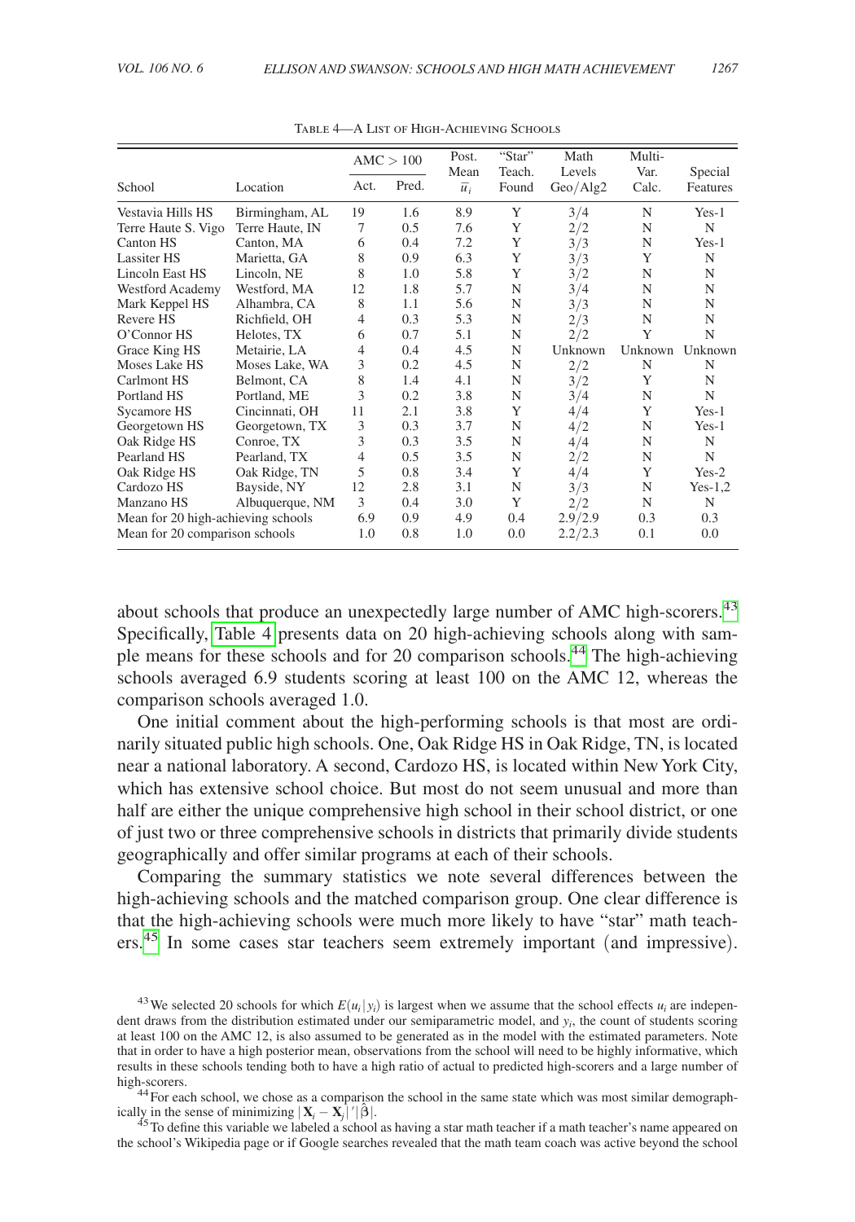Table 4—A List of High-Achieving Schools

| School | Location | AMC > 100 | | Post. Mean | "Star" Teach. | Math Levels | Multi-Var. | Special |
|---|---|---|---|---|---|---|---|---|
| | | Act. | Pred. | $\overline{u}_i$ | Found | Geo/Alg2 | Calc. | Features |
| Vestavia Hills HS | Birmingham, AL | 19 | 1.6 | 8.9 | Y | 3/4 | N | Yes-1 |
| Terre Haute S. Vigo | Terre Haute, IN | 7 | 0.5 | 7.6 | Y | 2/2 | N | N |
| Canton HS | Canton, MA | 6 | 0.4 | 7.2 | Y | 3/3 | N | Yes-1 |
| Lassiter HS | Marietta, GA | 8 | 0.9 | 6.3 | Y | 3/3 | Y | N |
| Lincoln East HS | Lincoln, NE | 8 | 1.0 | 5.8 | Y | 3/2 | N | N |
| Westford Academy | Westford, MA | 12 | 1.8 | 5.7 | N | 3/4 | N | N |
| Mark Keppel HS | Alhambra, CA | 8 | 1.1 | 5.6 | N | 3/3 | N | N |
| Revere HS | Richfield, OH | 4 | 0.3 | 5.3 | N | 2/3 | N | N |
| O'Connor HS | Helotes, TX | 6 | 0.7 | 5.1 | N | 2/2 | Y | N |
| Grace King HS | Metairie, LA | 4 | 0.4 | 4.5 | N | Unknown | Unknown | Unknown |
| Moses Lake HS | Moses Lake, WA | 3 | 0.2 | 4.5 | N | 2/2 | N | N |
| Carlmont HS | Belmont, CA | 8 | 1.4 | 4.1 | N | 3/2 | Y | N |
| Portland HS | Portland, ME | 3 | 0.2 | 3.8 | N | 3/4 | N | N |
| Sycamore HS | Cincinnati, OH | 11 | 2.1 | 3.8 | Y | 4/4 | Y | Yes-1 |
| Georgetown HS | Georgetown, TX | 3 | 0.3 | 3.7 | N | 4/2 | N | Yes-1 |
| Oak Ridge HS | Conroe, TX | 3 | 0.3 | 3.5 | N | 4/4 | N | N |
| Pearland HS | Pearland, TX | 4 | 0.5 | 3.5 | N | 2/2 | N | N |
| Oak Ridge HS | Oak Ridge, TN | 5 | 0.8 | 3.4 | Y | 4/4 | Y | Yes-2 |
| Cardozo HS | Bayside, NY | 12 | 2.8 | 3.1 | N | 3/3 | N | Yes-1,2 |
| Manzano HS | Albuquerque, NM | 3 | 0.4 | 3.0 | Y | 2/2 | N | N |
| Mean for 20 high-achieving schools | | 6.9 | 0.9 | 4.9 | 0.4 | 2.9/2.9 | 0.3 | 0.3 |
| Mean for 20 comparison schools | | 1.0 | 0.8 | 1.0 | 0.0 | 2.2/2.3 | 0.1 | 0.0 |

about schools that produce an unexpectedly large number of AMC high-scorers.[43] Specifically, Table 4 presents data on 20 high-achieving schools along with sample means for these schools and for 20 comparison schools.[44] The high-achieving schools averaged 6.9 students scoring at least 100 on the AMC 12, whereas the comparison schools averaged 1.0.

One initial comment about the high-performing schools is that most are ordinarily situated public high schools. One, Oak Ridge HS in Oak Ridge, TN, is located near a national laboratory. A second, Cardozo HS, is located within New York City, which has extensive school choice. But most do not seem unusual and more than half are either the unique comprehensive high school in their school district, or one of just two or three comprehensive schools in districts that primarily divide students geographically and offer similar programs at each of their schools.

Comparing the summary statistics we note several differences between the high-achieving schools and the matched comparison group. One clear difference is that the high-achieving schools were much more likely to have "star" math teachers.[45] In some cases star teachers seem extremely important (and impressive).

[43] We selected 20 schools for which $E(u_i | y_i)$ is largest when we assume that the school effects $u_i$ are independent draws from the distribution estimated under our semiparametric model, and $y_i$, the count of students scoring at least 100 on the AMC 12, is also assumed to be generated as in the model with the estimated parameters. Note that in order to have a high posterior mean, observations from the school will need to be highly informative, which results in these schools tending both to have a high ratio of actual to predicted high-scorers and a large number of high-scorers.

[44] For each school, we chose as a comparison the school in the same state which was most similar demographically in the sense of minimizing $|\mathbf{X}_i - \mathbf{X}_j|' |\hat{\beta}|$.

[45] To define this variable we labeled a school as having a star math teacher if a math teacher's name appeared on the school's Wikipedia page or if Google searches revealed that the math team coach was active beyond the school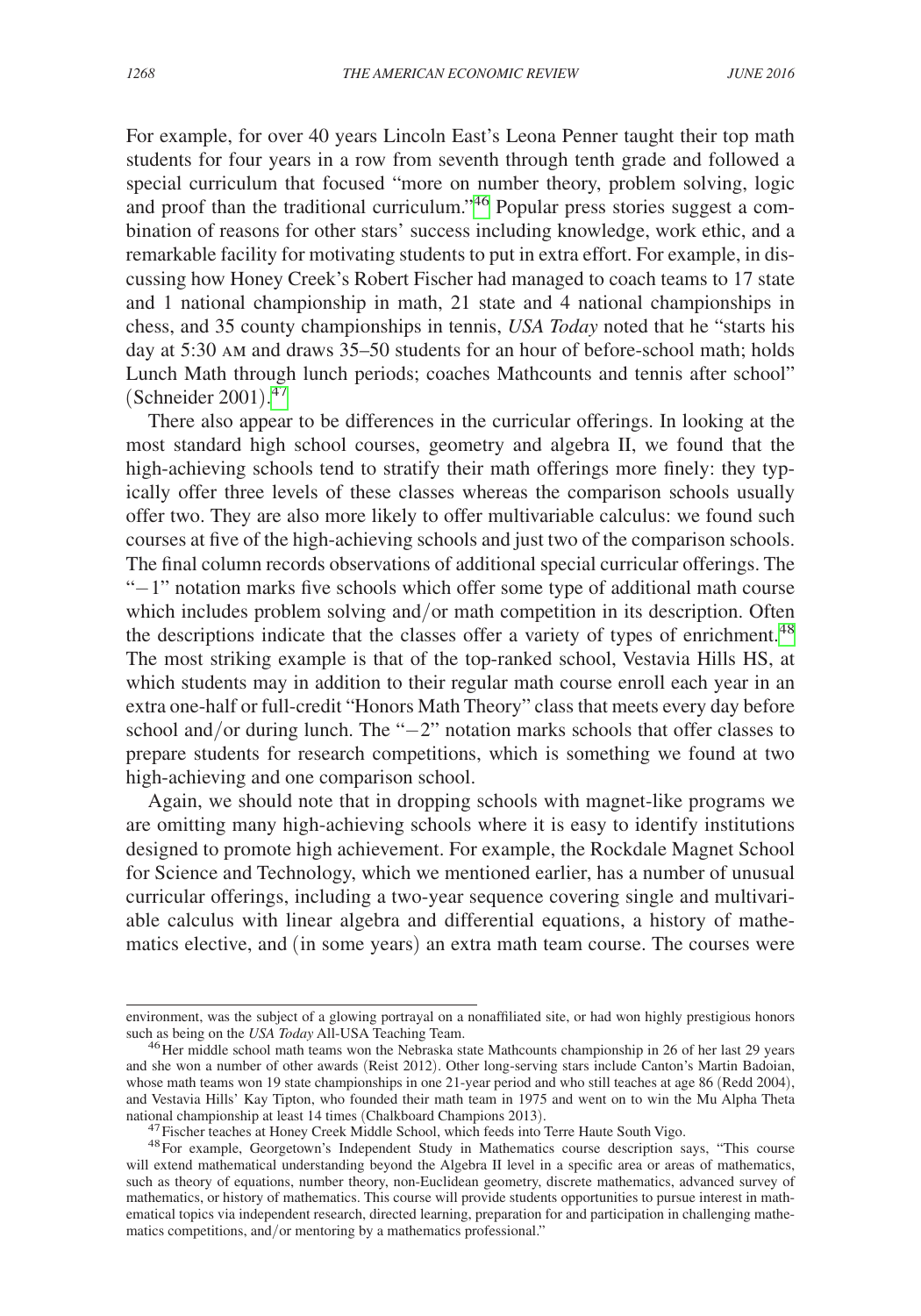For example, for over 40 years Lincoln East's Leona Penner taught their top math students for four years in a row from seventh through tenth grade and followed a special curriculum that focused "more on number theory, problem solving, logic and proof than the traditional curriculum."[46] Popular press stories suggest a combination of reasons for other stars' success including knowledge, work ethic, and a remarkable facility for motivating students to put in extra effort. For example, in discussing how Honey Creek's Robert Fischer had managed to coach teams to 17 state and 1 national championship in math, 21 state and 4 national championships in chess, and 35 county championships in tennis, *USA Today* noted that he "starts his day at 5:30 AM and draws 35–50 students for an hour of before-school math; holds Lunch Math through lunch periods; coaches Mathcounts and tennis after school" (Schneider 2001).[47]

There also appear to be differences in the curricular offerings. In looking at the most standard high school courses, geometry and algebra II, we found that the high-achieving schools tend to stratify their math offerings more finely: they typically offer three levels of these classes whereas the comparison schools usually offer two. They are also more likely to offer multivariable calculus: we found such courses at five of the high-achieving schools and just two of the comparison schools. The final column records observations of additional special curricular offerings. The "−1" notation marks five schools which offer some type of additional math course which includes problem solving and/or math competition in its description. Often the descriptions indicate that the classes offer a variety of types of enrichment.[48] The most striking example is that of the top-ranked school, Vestavia Hills HS, at which students may in addition to their regular math course enroll each year in an extra one-half or full-credit "Honors Math Theory" class that meets every day before school and/or during lunch. The "−2" notation marks schools that offer classes to prepare students for research competitions, which is something we found at two high-achieving and one comparison school.

Again, we should note that in dropping schools with magnet-like programs we are omitting many high-achieving schools where it is easy to identify institutions designed to promote high achievement. For example, the Rockdale Magnet School for Science and Technology, which we mentioned earlier, has a number of unusual curricular offerings, including a two-year sequence covering single and multivariable calculus with linear algebra and differential equations, a history of mathematics elective, and (in some years) an extra math team course. The courses were

---

environment, was the subject of a glowing portrayal on a nonaffiliated site, or had won highly prestigious honors such as being on the *USA Today* All-USA Teaching Team.

[46] Her middle school math teams won the Nebraska state Mathcounts championship in 26 of her last 29 years and she won a number of other awards (Reist 2012). Other long-serving stars include Canton's Martin Badoian, whose math teams won 19 state championships in one 21-year period and who still teaches at age 86 (Redd 2004), and Vestavia Hills' Kay Tipton, who founded their math team in 1975 and went on to win the Mu Alpha Theta national championship at least 14 times (Chalkboard Champions 2013).

[47] Fischer teaches at Honey Creek Middle School, which feeds into Terre Haute South Vigo.

[48] For example, Georgetown's Independent Study in Mathematics course description says, "This course will extend mathematical understanding beyond the Algebra II level in a specific area or areas of mathematics, such as theory of equations, number theory, non-Euclidean geometry, discrete mathematics, advanced survey of mathematics, or history of mathematics. This course will provide students opportunities to pursue interest in mathematical topics via independent research, directed learning, preparation for and participation in challenging mathematics competitions, and/or mentoring by a mathematics professional."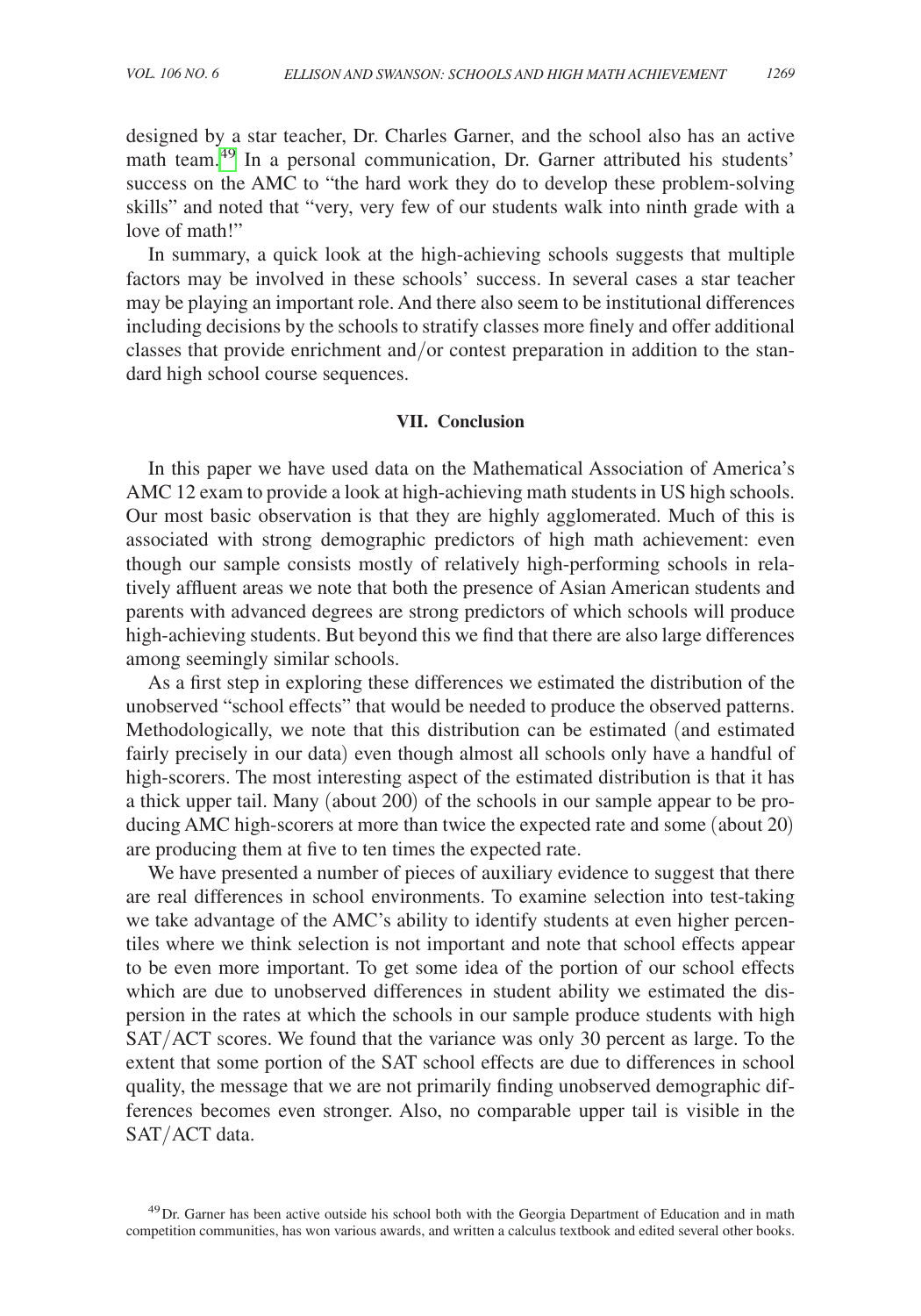designed by a star teacher, Dr. Charles Garner, and the school also has an active math team.[49] In a personal communication, Dr. Garner attributed his students' success on the AMC to "the hard work they do to develop these problem-solving skills" and noted that "very, very few of our students walk into ninth grade with a love of math!"

In summary, a quick look at the high-achieving schools suggests that multiple factors may be involved in these schools' success. In several cases a star teacher may be playing an important role. And there also seem to be institutional differences including decisions by the schools to stratify classes more finely and offer additional classes that provide enrichment and/or contest preparation in addition to the standard high school course sequences.

## VII. Conclusion

In this paper we have used data on the Mathematical Association of America's AMC 12 exam to provide a look at high-achieving math students in US high schools. Our most basic observation is that they are highly agglomerated. Much of this is associated with strong demographic predictors of high math achievement: even though our sample consists mostly of relatively high-performing schools in relatively affluent areas we note that both the presence of Asian American students and parents with advanced degrees are strong predictors of which schools will produce high-achieving students. But beyond this we find that there are also large differences among seemingly similar schools.

As a first step in exploring these differences we estimated the distribution of the unobserved "school effects" that would be needed to produce the observed patterns. Methodologically, we note that this distribution can be estimated (and estimated fairly precisely in our data) even though almost all schools only have a handful of high-scorers. The most interesting aspect of the estimated distribution is that it has a thick upper tail. Many (about 200) of the schools in our sample appear to be producing AMC high-scorers at more than twice the expected rate and some (about 20) are producing them at five to ten times the expected rate.

We have presented a number of pieces of auxiliary evidence to suggest that there are real differences in school environments. To examine selection into test-taking we take advantage of the AMC's ability to identify students at even higher percentiles where we think selection is not important and note that school effects appear to be even more important. To get some idea of the portion of our school effects which are due to unobserved differences in student ability we estimated the dispersion in the rates at which the schools in our sample produce students with high SAT/ACT scores. We found that the variance was only 30 percent as large. To the extent that some portion of the SAT school effects are due to differences in school quality, the message that we are not primarily finding unobserved demographic differences becomes even stronger. Also, no comparable upper tail is visible in the SAT/ACT data.

[49] Dr. Garner has been active outside his school both with the Georgia Department of Education and in math competition communities, has won various awards, and written a calculus textbook and edited several other books.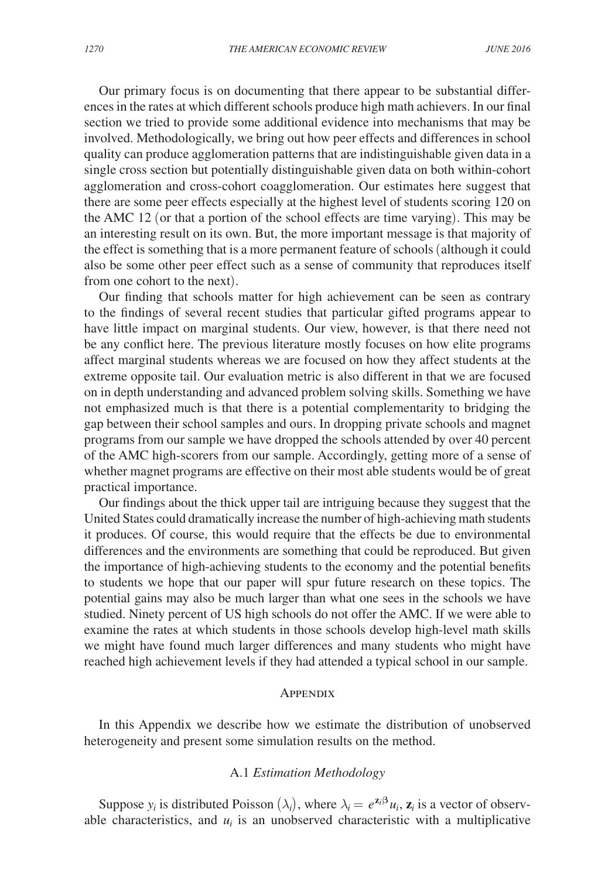Our primary focus is on documenting that there appear to be substantial differences in the rates at which different schools produce high math achievers. In our final section we tried to provide some additional evidence into mechanisms that may be involved. Methodologically, we bring out how peer effects and differences in school quality can produce agglomeration patterns that are indistinguishable given data in a single cross section but potentially distinguishable given data on both within-cohort agglomeration and cross-cohort coagglomeration. Our estimates here suggest that there are some peer effects especially at the highest level of students scoring 120 on the AMC 12 (or that a portion of the school effects are time varying). This may be an interesting result on its own. But, the more important message is that majority of the effect is something that is a more permanent feature of schools (although it could also be some other peer effect such as a sense of community that reproduces itself from one cohort to the next).

Our finding that schools matter for high achievement can be seen as contrary to the findings of several recent studies that particular gifted programs appear to have little impact on marginal students. Our view, however, is that there need not be any conflict here. The previous literature mostly focuses on how elite programs affect marginal students whereas we are focused on how they affect students at the extreme opposite tail. Our evaluation metric is also different in that we are focused on in depth understanding and advanced problem solving skills. Something we have not emphasized much is that there is a potential complementarity to bridging the gap between their school samples and ours. In dropping private schools and magnet programs from our sample we have dropped the schools attended by over 40 percent of the AMC high-scorers from our sample. Accordingly, getting more of a sense of whether magnet programs are effective on their most able students would be of great practical importance.

Our findings about the thick upper tail are intriguing because they suggest that the United States could dramatically increase the number of high-achieving math students it produces. Of course, this would require that the effects be due to environmental differences and the environments are something that could be reproduced. But given the importance of high-achieving students to the economy and the potential benefits to students we hope that our paper will spur future research on these topics. The potential gains may also be much larger than what one sees in the schools we have studied. Ninety percent of US high schools do not offer the AMC. If we were able to examine the rates at which students in those schools develop high-level math skills we might have found much larger differences and many students who might have reached high achievement levels if they had attended a typical school in our sample.

## Appendix

In this Appendix we describe how we estimate the distribution of unobserved heterogeneity and present some simulation results on the method.

### A.1 *Estimation Methodology*

Suppose $y_i$ is distributed Poisson $(\lambda_i)$, where $\lambda_i = e^{\mathbf{z}_i \beta} u_i$, $\mathbf{z}_i$ is a vector of observable characteristics, and $u_i$ is an unobserved characteristic with a multiplicative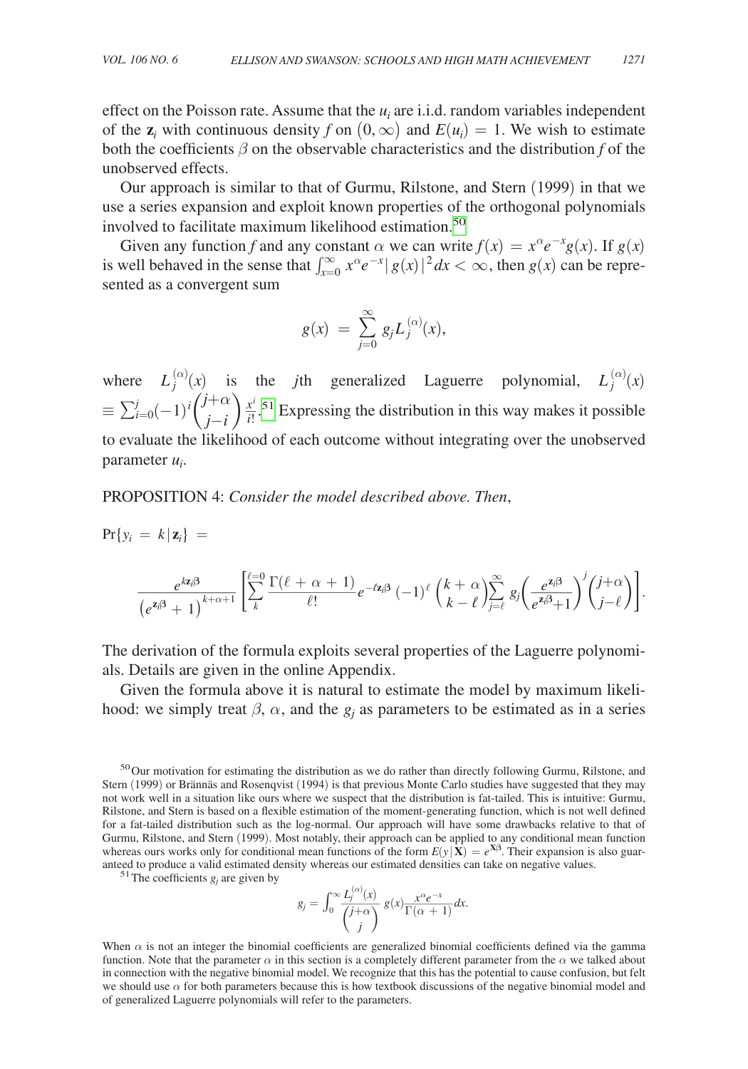effect on the Poisson rate. Assume that the $u_i$ are i.i.d. random variables independent of the $\mathbf{z}_i$ with continuous density $f$ on $(0, \infty)$ and $E(u_i) = 1$. We wish to estimate both the coefficients $\beta$ on the observable characteristics and the distribution $f$ of the unobserved effects.

Our approach is similar to that of Gurmu, Rilstone, and Stern (1999) in that we use a series expansion and exploit known properties of the orthogonal polynomials involved to facilitate maximum likelihood estimation.[50]

Given any function $f$ and any constant $\alpha$ we can write $f(x) = x^{\alpha}e^{-x}g(x)$. If $g(x)$ is well behaved in the sense that $\int_{x=0}^{\infty} x^{\alpha}e^{-x}|g(x)|^2 dx < \infty$, then $g(x)$ can be represented as a convergent sum

$$g(x) = \sum_{j=0}^{\infty} g_j L_j^{(\alpha)}(x),$$

where $L_j^{(\alpha)}(x)$ is the $j$th generalized Laguerre polynomial, $L_j^{(\alpha)}(x) \equiv \sum_{i=0}^{j}(-1)^i \binom{j+\alpha}{j-i} \frac{x^i}{i!}$.[51] Expressing the distribution in this way makes it possible to evaluate the likelihood of each outcome without integrating over the unobserved parameter $u_i$.

PROPOSITION 4: *Consider the model described above. Then*,

$$\Pr\{y_i = k | \mathbf{z}_i\} =$$

$$\frac{e^{k\mathbf{z}_i\beta}}{\left(e^{\mathbf{z}_i\beta} + 1\right)^{k+\alpha+1}} \left[\sum_{k}^{\ell=0} \frac{\Gamma(\ell + \alpha + 1)}{\ell!} e^{-\ell\mathbf{z}_i\beta} (-1)^{\ell} \binom{k+\alpha}{k-\ell} \sum_{j=\ell}^{\infty} g_j \left(\frac{e^{\mathbf{z}_i\beta}}{e^{\mathbf{z}_i\beta}+1}\right)^j \binom{j+\alpha}{j-\ell}\right].$$

The derivation of the formula exploits several properties of the Laguerre polynomials. Details are given in the online Appendix.

Given the formula above it is natural to estimate the model by maximum likelihood: we simply treat $\beta$, $\alpha$, and the $g_j$ as parameters to be estimated as in a series

[50] Our motivation for estimating the distribution as we do rather than directly following Gurmu, Rilstone, and Stern (1999) or Brännäs and Rosenqvist (1994) is that previous Monte Carlo studies have suggested that they may not work well in a situation like ours where we suspect that the distribution is fat-tailed. This is intuitive: Gurmu, Rilstone, and Stern is based on a flexible estimation of the moment-generating function, which is not well defined for a fat-tailed distribution such as the log-normal. Our approach will have some drawbacks relative to that of Gurmu, Rilstone, and Stern (1999). Most notably, their approach can be applied to any conditional mean function whereas ours works only for conditional mean functions of the form $E(y|\mathbf{X}) = e^{\mathbf{X}\beta}$. Their expansion is also guaranteed to produce a valid estimated density whereas our estimated densities can take on negative values.

[51] The coefficients $g_j$ are given by

$$g_j = \int_0^{\infty} \frac{L_j^{(\alpha)}(x)}{\binom{j+\alpha}{j}} g(x) \frac{x^{\alpha}e^{-x}}{\Gamma(\alpha+1)} dx.$$

When $\alpha$ is not an integer the binomial coefficients are generalized binomial coefficients defined via the gamma function. Note that the parameter $\alpha$ in this section is a completely different parameter from the $\alpha$ we talked about in connection with the negative binomial model. We recognize that this has the potential to cause confusion, but felt we should use $\alpha$ for both parameters because this is how textbook discussions of the negative binomial model and of generalized Laguerre polynomials will refer to the parameters.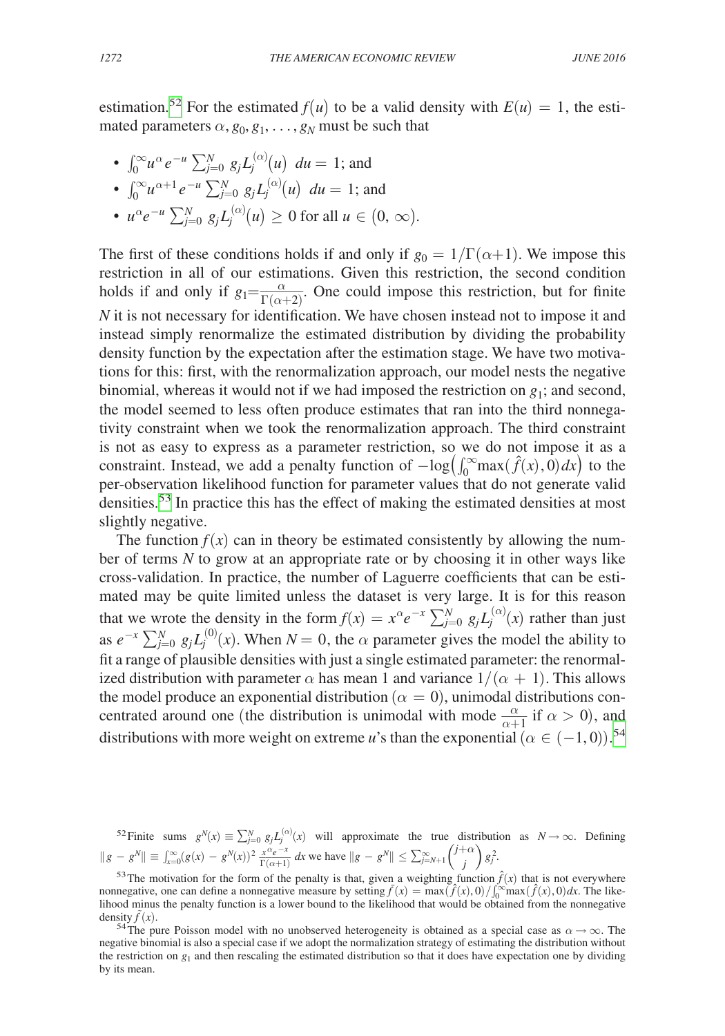estimation.[52] For the estimated $f(u)$ to be a valid density with $E(u) = 1$, the estimated parameters $\alpha, g_0, g_1, \ldots, g_N$ must be such that

- $\int_0^\infty u^\alpha e^{-u} \sum_{j=0}^N g_j L_j^{(\alpha)}(u) \; du = 1$; and
- $\int_0^\infty u^{\alpha+1} e^{-u} \sum_{j=0}^N g_j L_j^{(\alpha)}(u) \; du = 1$; and
- $u^\alpha e^{-u} \sum_{j=0}^N g_j L_j^{(\alpha)}(u) \geq 0$ for all $u \in (0, \infty)$.

The first of these conditions holds if and only if $g_0 = 1/\Gamma(\alpha+1)$. We impose this restriction in all of our estimations. Given this restriction, the second condition holds if and only if $g_1 = \frac{\alpha}{\Gamma(\alpha+2)}$. One could impose this restriction, but for finite $N$ it is not necessary for identification. We have chosen instead not to impose it and instead simply renormalize the estimated distribution by dividing the probability density function by the expectation after the estimation stage. We have two motivations for this: first, with the renormalization approach, our model nests the negative binomial, whereas it would not if we had imposed the restriction on $g_1$; and second, the model seemed to less often produce estimates that ran into the third nonnegativity constraint when we took the renormalization approach. The third constraint is not as easy to express as a parameter restriction, so we do not impose it as a constraint. Instead, we add a penalty function of $-\log\left(\int_0^\infty \max(\hat{f}(x), 0)\, dx\right)$ to the per-observation likelihood function for parameter values that do not generate valid densities.[53] In practice this has the effect of making the estimated densities at most slightly negative.

The function $f(x)$ can in theory be estimated consistently by allowing the number of terms $N$ to grow at an appropriate rate or by choosing it in other ways like cross-validation. In practice, the number of Laguerre coefficients that can be estimated may be quite limited unless the dataset is very large. It is for this reason that we wrote the density in the form $f(x) = x^\alpha e^{-x} \sum_{j=0}^N g_j L_j^{(\alpha)}(x)$ rather than just as $e^{-x} \sum_{j=0}^N g_j L_j^{(0)}(x)$. When $N = 0$, the $\alpha$ parameter gives the model the ability to fit a range of plausible densities with just a single estimated parameter: the renormalized distribution with parameter $\alpha$ has mean 1 and variance $1/(\alpha + 1)$. This allows the model produce an exponential distribution ($\alpha = 0$), unimodal distributions concentrated around one (the distribution is unimodal with mode $\frac{\alpha}{\alpha+1}$ if $\alpha > 0$), and distributions with more weight on extreme $u$'s than the exponential ($\alpha \in (-1, 0)$).[54]

[52] Finite sums $g^N(x) \equiv \sum_{j=0}^N g_j L_j^{(\alpha)}(x)$ will approximate the true distribution as $N \rightarrow \infty$. Defining $\| g - g^N \| \equiv \int_{x=0}^\infty (g(x) - g^N(x))^2 \frac{x^\alpha e^{-x}}{\Gamma(\alpha+1)} dx$ we have $\| g - g^N \| \leq \sum_{j=N+1}^\infty \binom{j+\alpha}{j} g_j^2$.

[53] The motivation for the form of the penalty is that, given a weighting function $\hat{f}(x)$ that is not everywhere nonnegative, one can define a nonnegative measure by setting $\tilde{f}(x) = \max(\hat{f}(x), 0)/\int_0^\infty \max(\hat{f}(x), 0) dx$. The likelihood minus the penalty function is a lower bound to the likelihood that would be obtained from the nonnegative density $\tilde{f}(x)$.

[54] The pure Poisson model with no unobserved heterogeneity is obtained as a special case as $\alpha \rightarrow \infty$. The negative binomial is also a special case if we adopt the normalization strategy of estimating the distribution without the restriction on $g_1$ and then rescaling the estimated distribution so that it does have expectation one by dividing by its mean.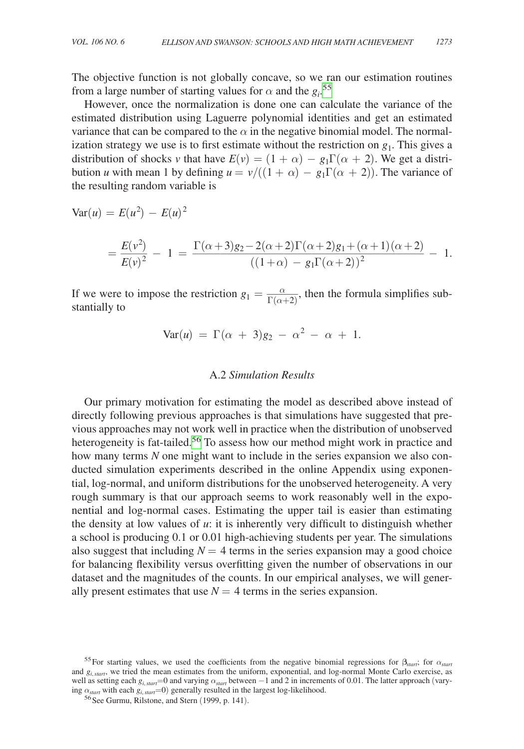The objective function is not globally concave, so we ran our estimation routines from a large number of starting values for $\alpha$ and the $g_i$.[55]

However, once the normalization is done one can calculate the variance of the estimated distribution using Laguerre polynomial identities and get an estimated variance that can be compared to the $\alpha$ in the negative binomial model. The normalization strategy we use is to first estimate without the restriction on $g_1$. This gives a distribution of shocks $v$ that have $E(v) = (1 + \alpha) - g_1 \Gamma(\alpha + 2)$. We get a distribution $u$ with mean 1 by defining $u = v/((1 + \alpha) - g_1 \Gamma(\alpha + 2))$. The variance of the resulting random variable is

$$\text{Var}(u) = E(u^2) - E(u)^2$$

$$= \frac{E(v^2)}{E(v)^2} - 1 = \frac{\Gamma(\alpha+3)g_2 - 2(\alpha+2)\Gamma(\alpha+2)g_1 + (\alpha+1)(\alpha+2)}{((1+\alpha) - g_1\Gamma(\alpha+2))^2} - 1.$$

If we were to impose the restriction $g_1 = \frac{\alpha}{\Gamma(\alpha+2)}$, then the formula simplifies substantially to

$$\text{Var}(u) = \Gamma(\alpha + 3)g_2 - \alpha^2 - \alpha + 1.$$

## A.2 *Simulation Results*

Our primary motivation for estimating the model as described above instead of directly following previous approaches is that simulations have suggested that previous approaches may not work well in practice when the distribution of unobserved heterogeneity is fat-tailed.[56] To assess how our method might work in practice and how many terms $N$ one might want to include in the series expansion we also conducted simulation experiments described in the online Appendix using exponential, log-normal, and uniform distributions for the unobserved heterogeneity. A very rough summary is that our approach seems to work reasonably well in the exponential and log-normal cases. Estimating the upper tail is easier than estimating the density at low values of $u$: it is inherently very difficult to distinguish whether a school is producing 0.1 or 0.01 high-achieving students per year. The simulations also suggest that including $N = 4$ terms in the series expansion may a good choice for balancing flexibility versus overfitting given the number of observations in our dataset and the magnitudes of the counts. In our empirical analyses, we will generally present estimates that use $N = 4$ terms in the series expansion.

[55] For starting values, we used the coefficients from the negative binomial regressions for $\beta_{start}$; for $\alpha_{start}$ and $g_{i,start}$, we tried the mean estimates from the uniform, exponential, and log-normal Monte Carlo exercise, as well as setting each $g_{i,start}$=0 and varying $\alpha_{start}$ between −1 and 2 in increments of 0.01. The latter approach (varying $\alpha_{start}$ with each $g_{i,start}$=0) generally resulted in the largest log-likelihood.

[56] See Gurmu, Rilstone, and Stern (1999, p. 141).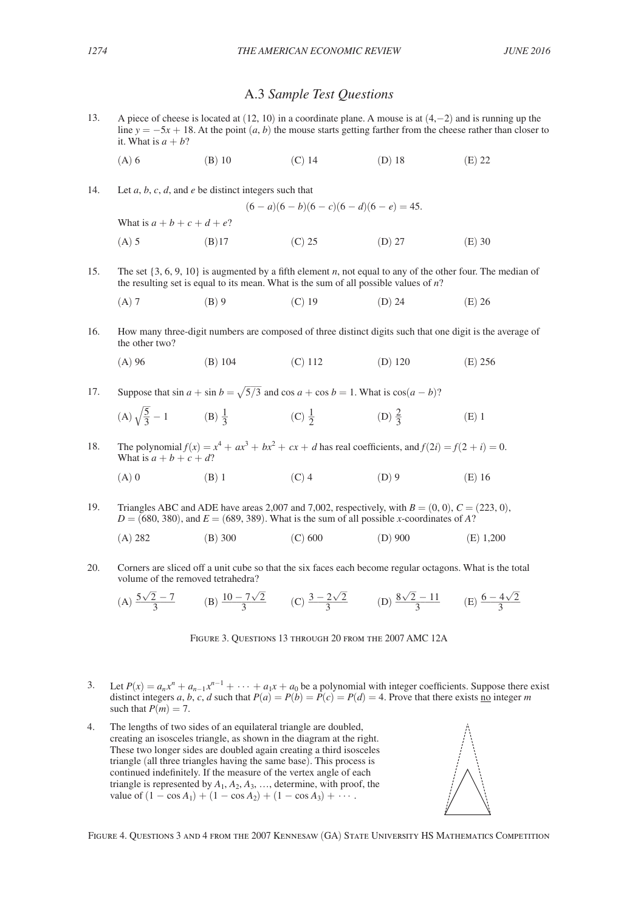## A.3 *Sample Test Questions*

13. A piece of cheese is located at $(12, 10)$ in a coordinate plane. A mouse is at $(4, -2)$ and is running up the line $y = -5x + 18$. At the point $(a, b)$ the mouse starts getting farther from the cheese rather than closer to it. What is $a + b$?

    (A) 6 (B) 10 (C) 14 (D) 18 (E) 22

14. Let $a$, $b$, $c$, $d$, and $e$ be distinct integers such that

    $$(6 - a)(6 - b)(6 - c)(6 - d)(6 - e) = 45.$$

    What is $a + b + c + d + e$?

    (A) 5 (B) 17 (C) 25 (D) 27 (E) 30

15. The set $\{3, 6, 9, 10\}$ is augmented by a fifth element $n$, not equal to any of the other four. The median of the resulting set is equal to its mean. What is the sum of all possible values of $n$?

    (A) 7 (B) 9 (C) 19 (D) 24 (E) 26

16. How many three-digit numbers are composed of three distinct digits such that one digit is the average of the other two?

    (A) 96 (B) 104 (C) 112 (D) 120 (E) 256

17. Suppose that $\sin a + \sin b = \sqrt{5/3}$ and $\cos a + \cos b = 1$. What is $\cos(a - b)$?

    (A) $\sqrt{\frac{5}{3}} - 1$ (B) $\frac{1}{3}$ (C) $\frac{1}{2}$ (D) $\frac{2}{3}$ (E) 1

18. The polynomial $f(x) = x^4 + ax^3 + bx^2 + cx + d$ has real coefficients, and $f(2i) = f(2 + i) = 0$. What is $a + b + c + d$?

    (A) 0 (B) 1 (C) 4 (D) 9 (E) 16

19. Triangles ABC and ADE have areas 2,007 and 7,002, respectively, with $B = (0, 0)$, $C = (223, 0)$, $D = (680, 380)$, and $E = (689, 389)$. What is the sum of all possible $x$-coordinates of $A$?

    (A) 282 (B) 300 (C) 600 (D) 900 (E) 1,200

20. Corners are sliced off a unit cube so that the six faces each become regular octagons. What is the total volume of the removed tetrahedra?

    (A) $\frac{5\sqrt{2} - 7}{3}$ (B) $\frac{10 - 7\sqrt{2}}{3}$ (C) $\frac{3 - 2\sqrt{2}}{3}$ (D) $\frac{8\sqrt{2} - 11}{3}$ (E) $\frac{6 - 4\sqrt{2}}{3}$

FIGURE 3. QUESTIONS 13 THROUGH 20 FROM THE 2007 AMC 12A

3. Let $P(x) = a_n x^n + a_{n-1} x^{n-1} + \cdots + a_1 x + a_0$ be a polynomial with integer coefficients. Suppose there exist distinct integers $a$, $b$, $c$, $d$ such that $P(a) = P(b) = P(c) = P(d) = 4$. Prove that there exists <u>no</u> integer $m$ such that $P(m) = 7$.

4. The lengths of two sides of an equilateral triangle are doubled, creating an isosceles triangle, as shown in the diagram at the right. These two longer sides are doubled again creating a third isosceles triangle (all three triangles having the same base). This process is continued indefinitely. If the measure of the vertex angle of each triangle is represented by $A_1, A_2, A_3, \ldots$, determine, with proof, the value of $(1 - \cos A_1) + (1 - \cos A_2) + (1 - \cos A_3) + \cdots$.

FIGURE 4. QUESTIONS 3 AND 4 FROM THE 2007 KENNESAW (GA) STATE UNIVERSITY HS MATHEMATICS COMPETITION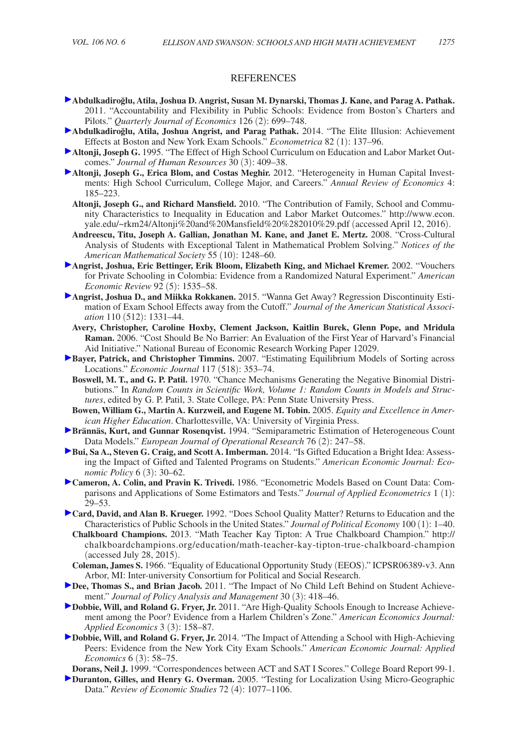## REFERENCES

**Abdulkadiroğlu, Atila, Joshua D. Angrist, Susan M. Dynarski, Thomas J. Kane, and Parag A. Pathak.** 2011. "Accountability and Flexibility in Public Schools: Evidence from Boston's Charters and Pilots." *Quarterly Journal of Economics* 126 (2): 699–748.

**Abdulkadiroğlu, Atila, Joshua Angrist, and Parag Pathak.** 2014. "The Elite Illusion: Achievement Effects at Boston and New York Exam Schools." *Econometrica* 82 (1): 137–96.

**Altonji, Joseph G.** 1995. "The Effect of High School Curriculum on Education and Labor Market Outcomes." *Journal of Human Resources* 30 (3): 409–38.

**Altonji, Joseph G., Erica Blom, and Costas Meghir.** 2012. "Heterogeneity in Human Capital Investments: High School Curriculum, College Major, and Careers." *Annual Review of Economics* 4: 185–223.

**Altonji, Joseph G., and Richard Mansfield.** 2010. "The Contribution of Family, School and Community Characteristics to Inequality in Education and Labor Market Outcomes." http://www.econ.yale.edu/~rkm24/Altonji%20and%20Mansfield%20%282010%29.pdf (accessed April 12, 2016).

**Andreescu, Titu, Joseph A. Gallian, Jonathan M. Kane, and Janet E. Mertz.** 2008. "Cross-Cultural Analysis of Students with Exceptional Talent in Mathematical Problem Solving." *Notices of the American Mathematical Society* 55 (10): 1248–60.

**Angrist, Joshua, Eric Bettinger, Erik Bloom, Elizabeth King, and Michael Kremer.** 2002. "Vouchers for Private Schooling in Colombia: Evidence from a Randomized Natural Experiment." *American Economic Review* 92 (5): 1535–58.

**Angrist, Joshua D., and Miikka Rokkanen.** 2015. "Wanna Get Away? Regression Discontinuity Estimation of Exam School Effects away from the Cutoff." *Journal of the American Statistical Association* 110 (512): 1331–44.

**Avery, Christopher, Caroline Hoxby, Clement Jackson, Kaitlin Burek, Glenn Pope, and Mridula Raman.** 2006. "Cost Should Be No Barrier: An Evaluation of the First Year of Harvard's Financial Aid Initiative." National Bureau of Economic Research Working Paper 12029.

**Bayer, Patrick, and Christopher Timmins.** 2007. "Estimating Equilibrium Models of Sorting across Locations." *Economic Journal* 117 (518): 353–74.

**Boswell, M. T., and G. P. Patil.** 1970. "Chance Mechanisms Generating the Negative Binomial Distributions." In *Random Counts in Scientific Work, Volume 1: Random Counts in Models and Structures*, edited by G. P. Patil, 3. State College, PA: Penn State University Press.

**Bowen, William G., Martin A. Kurzweil, and Eugene M. Tobin.** 2005. *Equity and Excellence in American Higher Education*. Charlottesville, VA: University of Virginia Press.

**Brännäs, Kurt, and Gunnar Rosenqvist.** 1994. "Semiparametric Estimation of Heterogeneous Count Data Models." *European Journal of Operational Research* 76 (2): 247–58.

**Bui, Sa A., Steven G. Craig, and Scott A. Imberman.** 2014. "Is Gifted Education a Bright Idea: Assessing the Impact of Gifted and Talented Programs on Students." *American Economic Journal: Economic Policy* 6 (3): 30–62.

**Cameron, A. Colin, and Pravin K. Trivedi.** 1986. "Econometric Models Based on Count Data: Comparisons and Applications of Some Estimators and Tests." *Journal of Applied Econometrics* 1 (1): 29–53.

**Card, David, and Alan B. Krueger.** 1992. "Does School Quality Matter? Returns to Education and the Characteristics of Public Schools in the United States." *Journal of Political Economy* 100 (1): 1–40.

**Chalkboard Champions.** 2013. "Math Teacher Kay Tipton: A True Chalkboard Champion." http://chalkboardchampions.org/education/math-teacher-kay-tipton-true-chalkboard-champion (accessed July 28, 2015).

**Coleman, James S.** 1966. "Equality of Educational Opportunity Study (EEOS)." ICPSR06389-v3. Ann Arbor, MI: Inter-university Consortium for Political and Social Research.

**Dee, Thomas S., and Brian Jacob.** 2011. "The Impact of No Child Left Behind on Student Achievement." *Journal of Policy Analysis and Management* 30 (3): 418–46.

**Dobbie, Will, and Roland G. Fryer, Jr.** 2011. "Are High-Quality Schools Enough to Increase Achievement among the Poor? Evidence from a Harlem Children's Zone." *American Economics Journal: Applied Economics* 3 (3): 158–87.

**Dobbie, Will, and Roland G. Fryer, Jr.** 2014. "The Impact of Attending a School with High-Achieving Peers: Evidence from the New York City Exam Schools." *American Economic Journal: Applied Economics* 6 (3): 58–75.

**Dorans, Neil J.** 1999. "Correspondences between ACT and SAT I Scores." College Board Report 99-1.

**Duranton, Gilles, and Henry G. Overman.** 2005. "Testing for Localization Using Micro-Geographic Data." *Review of Economic Studies* 72 (4): 1077–1106.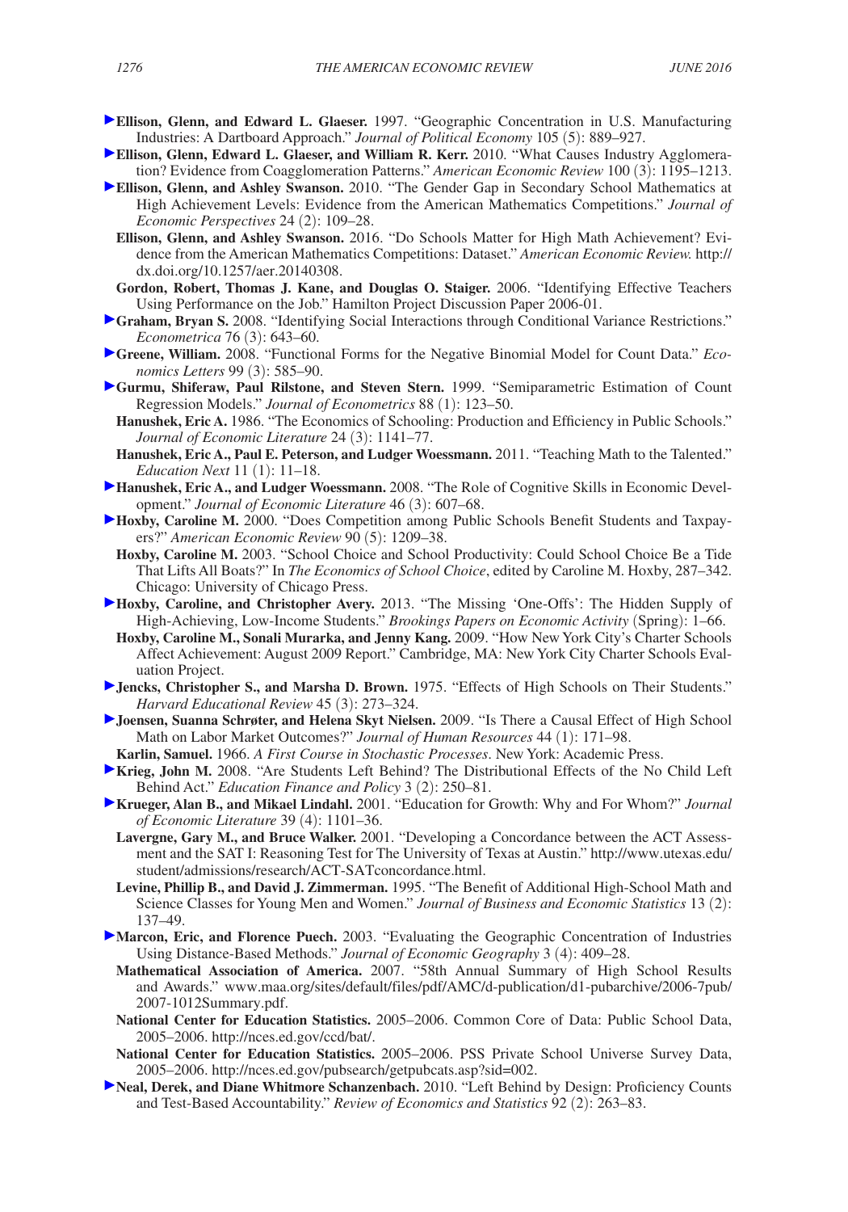**Ellison, Glenn, and Edward L. Glaeser.** 1997. "Geographic Concentration in U.S. Manufacturing Industries: A Dartboard Approach." *Journal of Political Economy* 105 (5): 889–927.

**Ellison, Glenn, Edward L. Glaeser, and William R. Kerr.** 2010. "What Causes Industry Agglomeration? Evidence from Coagglomeration Patterns." *American Economic Review* 100 (3): 1195–1213.

**Ellison, Glenn, and Ashley Swanson.** 2010. "The Gender Gap in Secondary School Mathematics at High Achievement Levels: Evidence from the American Mathematics Competitions." *Journal of Economic Perspectives* 24 (2): 109–28.

**Ellison, Glenn, and Ashley Swanson.** 2016. "Do Schools Matter for High Math Achievement? Evidence from the American Mathematics Competitions: Dataset." *American Economic Review.* http://dx.doi.org/10.1257/aer.20140308.

**Gordon, Robert, Thomas J. Kane, and Douglas O. Staiger.** 2006. "Identifying Effective Teachers Using Performance on the Job." Hamilton Project Discussion Paper 2006-01.

**Graham, Bryan S.** 2008. "Identifying Social Interactions through Conditional Variance Restrictions." *Econometrica* 76 (3): 643–60.

**Greene, William.** 2008. "Functional Forms for the Negative Binomial Model for Count Data." *Economics Letters* 99 (3): 585–90.

**Gurmu, Shiferaw, Paul Rilstone, and Steven Stern.** 1999. "Semiparametric Estimation of Count Regression Models." *Journal of Econometrics* 88 (1): 123–50.

**Hanushek, Eric A.** 1986. "The Economics of Schooling: Production and Efficiency in Public Schools." *Journal of Economic Literature* 24 (3): 1141–77.

**Hanushek, Eric A., Paul E. Peterson, and Ludger Woessmann.** 2011. "Teaching Math to the Talented." *Education Next* 11 (1): 11–18.

**Hanushek, Eric A., and Ludger Woessmann.** 2008. "The Role of Cognitive Skills in Economic Development." *Journal of Economic Literature* 46 (3): 607–68.

**Hoxby, Caroline M.** 2000. "Does Competition among Public Schools Benefit Students and Taxpayers?" *American Economic Review* 90 (5): 1209–38.

**Hoxby, Caroline M.** 2003. "School Choice and School Productivity: Could School Choice Be a Tide That Lifts All Boats?" In *The Economics of School Choice*, edited by Caroline M. Hoxby, 287–342. Chicago: University of Chicago Press.

**Hoxby, Caroline, and Christopher Avery.** 2013. "The Missing 'One-Offs': The Hidden Supply of High-Achieving, Low-Income Students." *Brookings Papers on Economic Activity* (Spring): 1–66.

**Hoxby, Caroline M., Sonali Murarka, and Jenny Kang.** 2009. "How New York City's Charter Schools Affect Achievement: August 2009 Report." Cambridge, MA: New York City Charter Schools Evaluation Project.

**Jencks, Christopher S., and Marsha D. Brown.** 1975. "Effects of High Schools on Their Students." *Harvard Educational Review* 45 (3): 273–324.

**Joensen, Suanna Schrøter, and Helena Skyt Nielsen.** 2009. "Is There a Causal Effect of High School Math on Labor Market Outcomes?" *Journal of Human Resources* 44 (1): 171–98.

**Karlin, Samuel.** 1966. *A First Course in Stochastic Processes*. New York: Academic Press.

**Krieg, John M.** 2008. "Are Students Left Behind? The Distributional Effects of the No Child Left Behind Act." *Education Finance and Policy* 3 (2): 250–81.

**Krueger, Alan B., and Mikael Lindahl.** 2001. "Education for Growth: Why and For Whom?" *Journal of Economic Literature* 39 (4): 1101–36.

**Lavergne, Gary M., and Bruce Walker.** 2001. "Developing a Concordance between the ACT Assessment and the SAT I: Reasoning Test for The University of Texas at Austin." http://www.utexas.edu/student/admissions/research/ACT-SATconcordance.html.

**Levine, Phillip B., and David J. Zimmerman.** 1995. "The Benefit of Additional High-School Math and Science Classes for Young Men and Women." *Journal of Business and Economic Statistics* 13 (2): 137–49.

**Marcon, Eric, and Florence Puech.** 2003. "Evaluating the Geographic Concentration of Industries Using Distance-Based Methods." *Journal of Economic Geography* 3 (4): 409–28.

**Mathematical Association of America.** 2007. "58th Annual Summary of High School Results and Awards." www.maa.org/sites/default/files/pdf/AMC/d-publication/d1-pubarchive/2006-7pub/2007-1012Summary.pdf.

**National Center for Education Statistics.** 2005–2006. Common Core of Data: Public School Data, 2005–2006. http://nces.ed.gov/ccd/bat/.

**National Center for Education Statistics.** 2005–2006. PSS Private School Universe Survey Data, 2005–2006. http://nces.ed.gov/pubsearch/getpubcats.asp?sid=002.

**Neal, Derek, and Diane Whitmore Schanzenbach.** 2010. "Left Behind by Design: Proficiency Counts and Test-Based Accountability." *Review of Economics and Statistics* 92 (2): 263–83.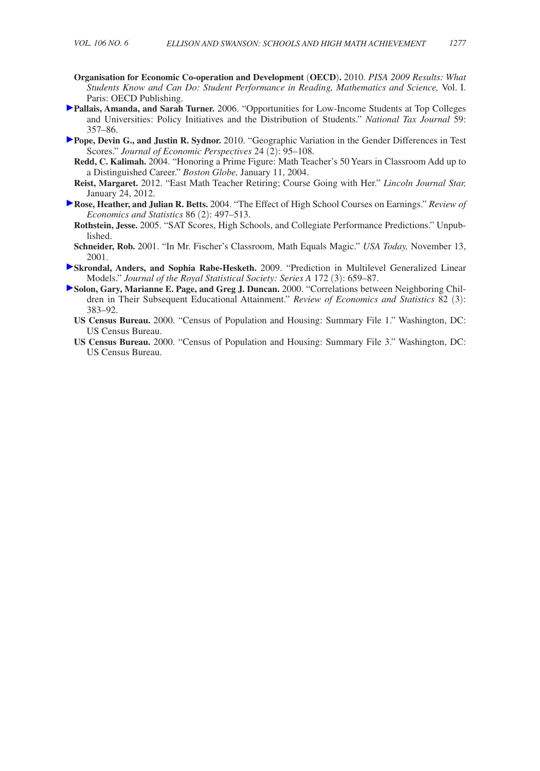**Organisation for Economic Co-operation and Development** (**OECD**)**.** 2010. *PISA 2009 Results: What Students Know and Can Do: Student Performance in Reading, Mathematics and Science,* Vol. I. Paris: OECD Publishing.

**Pallais, Amanda, and Sarah Turner.** 2006. "Opportunities for Low-Income Students at Top Colleges and Universities: Policy Initiatives and the Distribution of Students." *National Tax Journal* 59: 357–86.

**Pope, Devin G., and Justin R. Sydnor.** 2010. "Geographic Variation in the Gender Differences in Test Scores." *Journal of Economic Perspectives* 24 (2): 95–108.

**Redd, C. Kalimah.** 2004. "Honoring a Prime Figure: Math Teacher's 50 Years in Classroom Add up to a Distinguished Career." *Boston Globe,* January 11, 2004.

**Reist, Margaret.** 2012. "East Math Teacher Retiring; Course Going with Her." *Lincoln Journal Star,* January 24, 2012.

**Rose, Heather, and Julian R. Betts.** 2004. "The Effect of High School Courses on Earnings." *Review of Economics and Statistics* 86 (2): 497–513.

**Rothstein, Jesse.** 2005. "SAT Scores, High Schools, and Collegiate Performance Predictions." Unpublished.

**Schneider, Rob.** 2001. "In Mr. Fischer's Classroom, Math Equals Magic." *USA Today,* November 13, 2001.

**Skrondal, Anders, and Sophia Rabe-Hesketh.** 2009. "Prediction in Multilevel Generalized Linear Models." *Journal of the Royal Statistical Society: Series A* 172 (3): 659–87.

**Solon, Gary, Marianne E. Page, and Greg J. Duncan.** 2000. "Correlations between Neighboring Children in Their Subsequent Educational Attainment." *Review of Economics and Statistics* 82 (3): 383–92.

**US Census Bureau.** 2000. "Census of Population and Housing: Summary File 1." Washington, DC: US Census Bureau.

**US Census Bureau.** 2000. "Census of Population and Housing: Summary File 3." Washington, DC: US Census Bureau.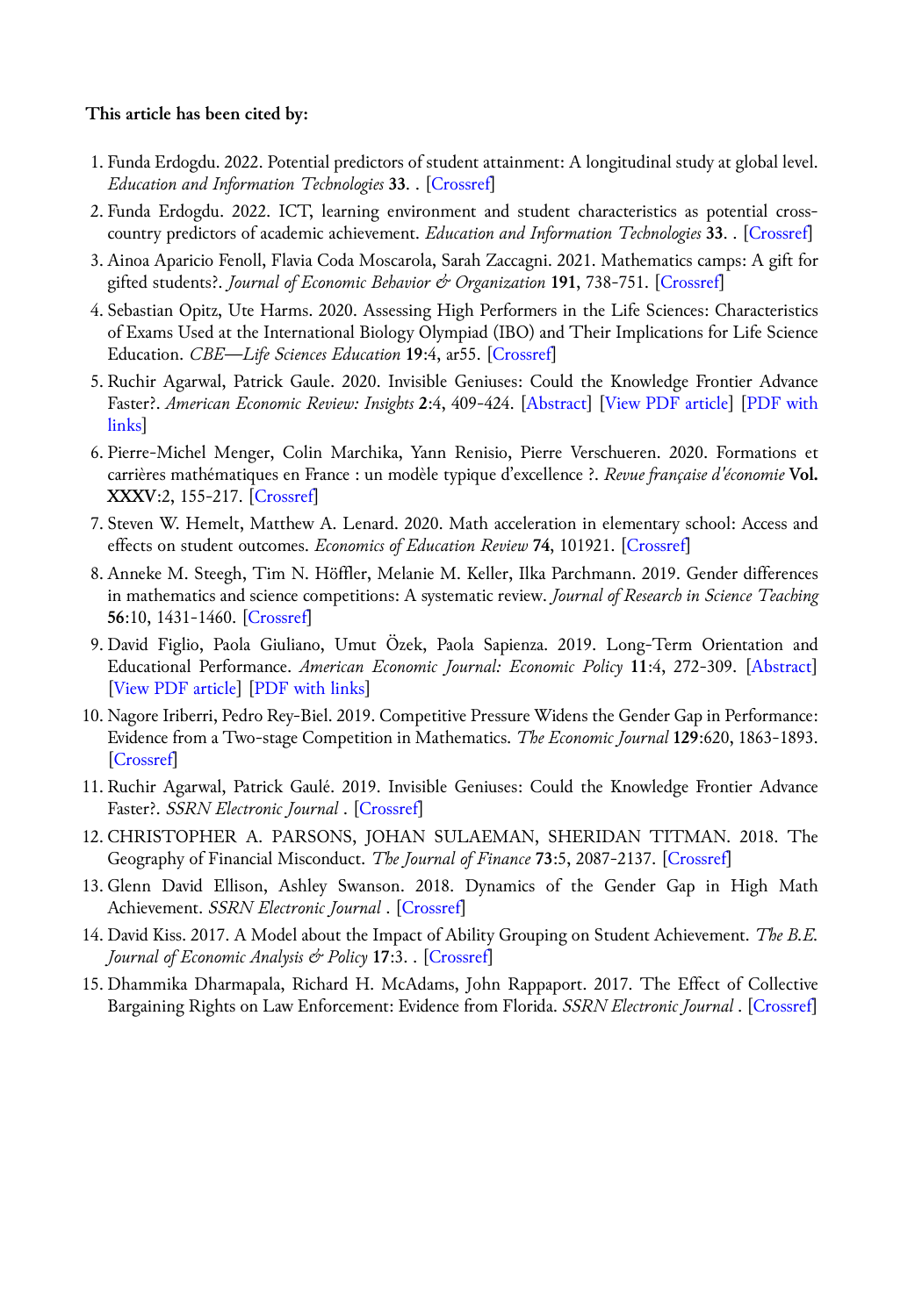**This article has been cited by:**

1. Funda Erdogdu. 2022. Potential predictors of student attainment: A longitudinal study at global level. *Education and Information Technologies* **33**. . [Crossref]
2. Funda Erdogdu. 2022. ICT, learning environment and student characteristics as potential cross-country predictors of academic achievement. *Education and Information Technologies* **33**. . [Crossref]
3. Ainoa Aparicio Fenoll, Flavia Coda Moscarola, Sarah Zaccagni. 2021. Mathematics camps: A gift for gifted students?. *Journal of Economic Behavior & Organization* **191**, 738-751. [Crossref]
4. Sebastian Opitz, Ute Harms. 2020. Assessing High Performers in the Life Sciences: Characteristics of Exams Used at the International Biology Olympiad (IBO) and Their Implications for Life Science Education. *CBE—Life Sciences Education* **19**:4, ar55. [Crossref]
5. Ruchir Agarwal, Patrick Gaule. 2020. Invisible Geniuses: Could the Knowledge Frontier Advance Faster?. *American Economic Review: Insights* **2**:4, 409-424. [Abstract] [View PDF article] [PDF with links]
6. Pierre-Michel Menger, Colin Marchika, Yann Renisio, Pierre Verschueren. 2020. Formations et carrières mathématiques en France : un modèle typique d'excellence ?. *Revue française d'économie* **Vol. XXXV**:2, 155-217. [Crossref]
7. Steven W. Hemelt, Matthew A. Lenard. 2020. Math acceleration in elementary school: Access and effects on student outcomes. *Economics of Education Review* **74**, 101921. [Crossref]
8. Anneke M. Steegh, Tim N. Höffler, Melanie M. Keller, Ilka Parchmann. 2019. Gender differences in mathematics and science competitions: A systematic review. *Journal of Research in Science Teaching* **56**:10, 1431-1460. [Crossref]
9. David Figlio, Paola Giuliano, Umut Özek, Paola Sapienza. 2019. Long-Term Orientation and Educational Performance. *American Economic Journal: Economic Policy* **11**:4, 272-309. [Abstract] [View PDF article] [PDF with links]
10. Nagore Iriberri, Pedro Rey-Biel. 2019. Competitive Pressure Widens the Gender Gap in Performance: Evidence from a Two-stage Competition in Mathematics. *The Economic Journal* **129**:620, 1863-1893. [Crossref]
11. Ruchir Agarwal, Patrick Gaulé. 2019. Invisible Geniuses: Could the Knowledge Frontier Advance Faster?. *SSRN Electronic Journal* . [Crossref]
12. CHRISTOPHER A. PARSONS, JOHAN SULAEMAN, SHERIDAN TITMAN. 2018. The Geography of Financial Misconduct. *The Journal of Finance* **73**:5, 2087-2137. [Crossref]
13. Glenn David Ellison, Ashley Swanson. 2018. Dynamics of the Gender Gap in High Math Achievement. *SSRN Electronic Journal* . [Crossref]
14. David Kiss. 2017. A Model about the Impact of Ability Grouping on Student Achievement. *The B.E. Journal of Economic Analysis & Policy* **17**:3. . [Crossref]
15. Dhammika Dharmapala, Richard H. McAdams, John Rappaport. 2017. The Effect of Collective Bargaining Rights on Law Enforcement: Evidence from Florida. *SSRN Electronic Journal* . [Crossref]